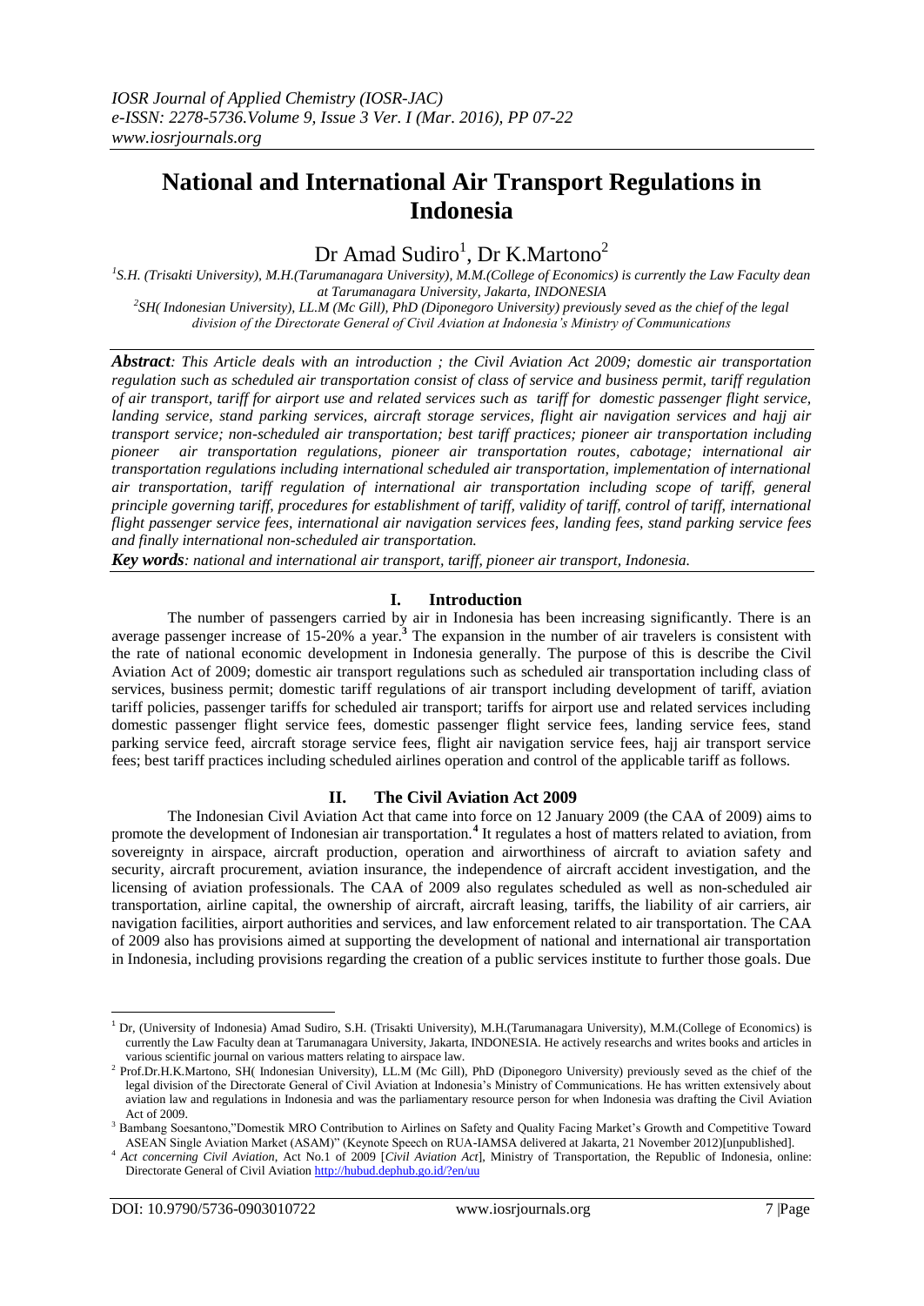# National and International Air Transport Regulations in Indonesia

Dr Amad Sudiro[1], Dr K.Martono[2]

[1]S.H. (Trisakti University), M.H.(Tarumanagara University), M.M.(College of Economics) is currently the Law Faculty dean at Tarumanagara University, Jakarta, INDONESIA

[2]SH( Indonesian University), LL.M (Mc Gill), PhD (Diponegoro University) previously seved as the chief of the legal division of the Directorate General of Civil Aviation at Indonesia's Ministry of Communications

***Abstract****: This Article deals with an introduction ; the Civil Aviation Act 2009; domestic air transportation regulation such as scheduled air transportation consist of class of service and business permit, tariff regulation of air transport, tariff for airport use and related services such as tariff for domestic passenger flight service, landing service, stand parking services, aircraft storage services, flight air navigation services and hajj air transport service; non-scheduled air transportation; best tariff practices; pioneer air transportation including pioneer air transportation regulations, pioneer air transportation routes, cabotage; international air transportation regulations including international scheduled air transportation, implementation of international air transportation, tariff regulation of international air transportation including scope of tariff, general principle governing tariff, procedures for establishment of tariff, validity of tariff, control of tariff, international flight passenger service fees, international air navigation services fees, landing fees, stand parking service fees and finally international non-scheduled air transportation.*

***Key words****: national and international air transport, tariff, pioneer air transport, Indonesia.*

## I. Introduction

The number of passengers carried by air in Indonesia has been increasing significantly. There is an average passenger increase of 15-20% a year.[3] The expansion in the number of air travelers is consistent with the rate of national economic development in Indonesia generally. The purpose of this is describe the Civil Aviation Act of 2009; domestic air transport regulations such as scheduled air transportation including class of services, business permit; domestic tariff regulations of air transport including development of tariff, aviation tariff policies, passenger tariffs for scheduled air transport; tariffs for airport use and related services including domestic passenger flight service fees, domestic passenger flight service fees, landing service fees, stand parking service feed, aircraft storage service fees, flight air navigation service fees, hajj air transport service fees; best tariff practices including scheduled airlines operation and control of the applicable tariff as follows.

## II. The Civil Aviation Act 2009

The Indonesian Civil Aviation Act that came into force on 12 January 2009 (the CAA of 2009) aims to promote the development of Indonesian air transportation.[4] It regulates a host of matters related to aviation, from sovereignty in airspace, aircraft production, operation and airworthiness of aircraft to aviation safety and security, aircraft procurement, aviation insurance, the independence of aircraft accident investigation, and the licensing of aviation professionals. The CAA of 2009 also regulates scheduled as well as non-scheduled air transportation, airline capital, the ownership of aircraft, aircraft leasing, tariffs, the liability of air carriers, air navigation facilities, airport authorities and services, and law enforcement related to air transportation. The CAA of 2009 also has provisions aimed at supporting the development of national and international air transportation in Indonesia, including provisions regarding the creation of a public services institute to further those goals. Due

---

[1] Dr, (University of Indonesia) Amad Sudiro, S.H. (Trisakti University), M.H.(Tarumanagara University), M.M.(College of Economics) is currently the Law Faculty dean at Tarumanagara University, Jakarta, INDONESIA. He actively researchs and writes books and articles in various scientific journal on various matters relating to airspace law.

[2] Prof.Dr.H.K.Martono, SH( Indonesian University), LL.M (Mc Gill), PhD (Diponegoro University) previously seved as the chief of the legal division of the Directorate General of Civil Aviation at Indonesia's Ministry of Communications. He has written extensively about aviation law and regulations in Indonesia and was the parliamentary resource person for when Indonesia was drafting the Civil Aviation Act of 2009.

[3] Bambang Soesantono,"Domestik MRO Contribution to Airlines on Safety and Quality Facing Market's Growth and Competitive Toward ASEAN Single Aviation Market (ASAM)" (Keynote Speech on RUA-IAMSA delivered at Jakarta, 21 November 2012)[unpublished].

[4] *Act concerning Civil Aviation*, Act No.1 of 2009 [*Civil Aviation Act*], Ministry of Transportation, the Republic of Indonesia, online: Directorate General of Civil Aviation http://hubud.dephub.go.id/?en/uu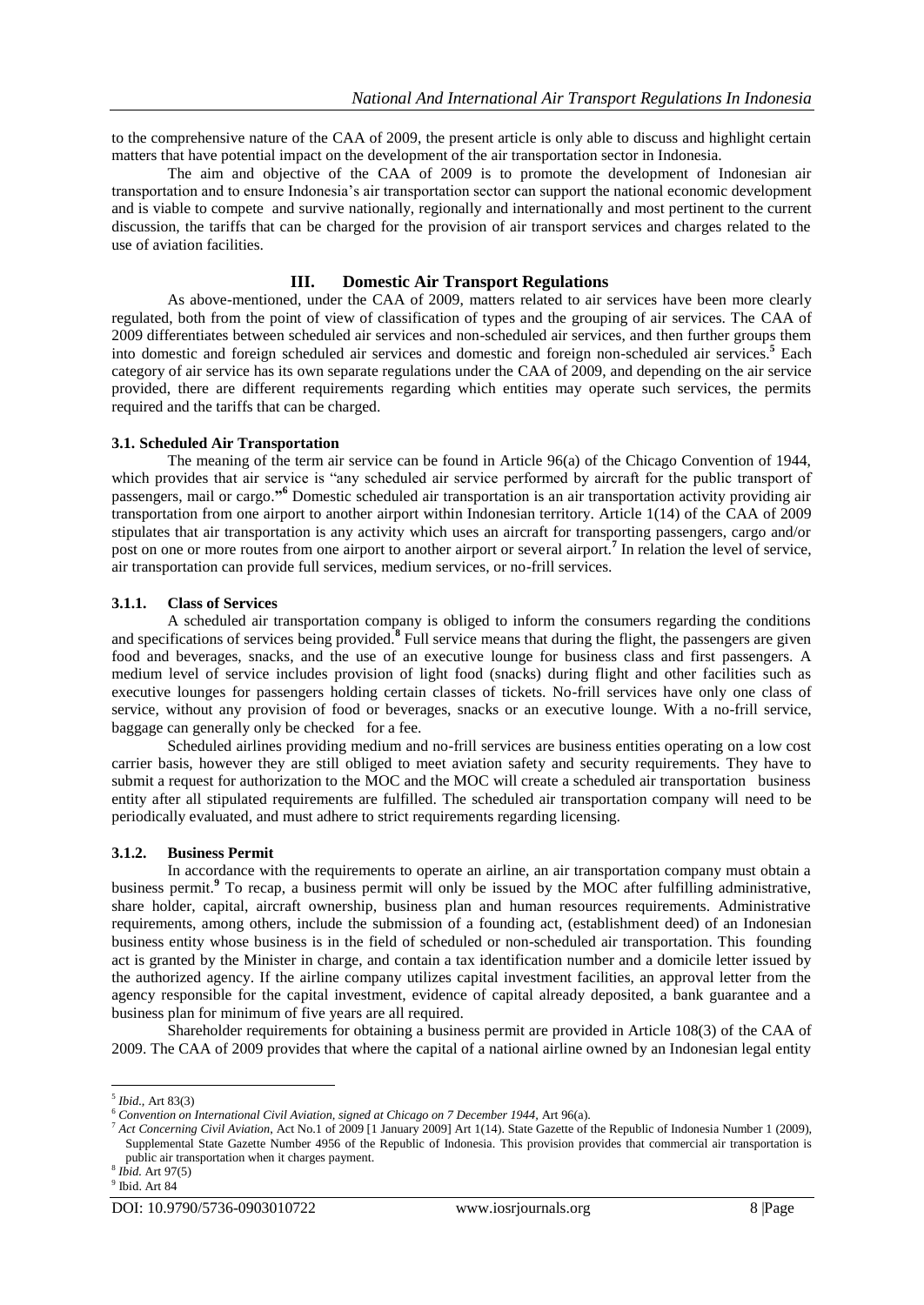to the comprehensive nature of the CAA of 2009, the present article is only able to discuss and highlight certain matters that have potential impact on the development of the air transportation sector in Indonesia.

The aim and objective of the CAA of 2009 is to promote the development of Indonesian air transportation and to ensure Indonesia's air transportation sector can support the national economic development and is viable to compete and survive nationally, regionally and internationally and most pertinent to the current discussion, the tariffs that can be charged for the provision of air transport services and charges related to the use of aviation facilities.

## III. Domestic Air Transport Regulations

As above-mentioned, under the CAA of 2009, matters related to air services have been more clearly regulated, both from the point of view of classification of types and the grouping of air services. The CAA of 2009 differentiates between scheduled air services and non-scheduled air services, and then further groups them into domestic and foreign scheduled air services and domestic and foreign non-scheduled air services.[5] Each category of air service has its own separate regulations under the CAA of 2009, and depending on the air service provided, there are different requirements regarding which entities may operate such services, the permits required and the tariffs that can be charged.

### 3.1. Scheduled Air Transportation

The meaning of the term air service can be found in Article 96(a) of the Chicago Convention of 1944, which provides that air service is "any scheduled air service performed by aircraft for the public transport of passengers, mail or cargo."[6] Domestic scheduled air transportation is an air transportation activity providing air transportation from one airport to another airport within Indonesian territory. Article 1(14) of the CAA of 2009 stipulates that air transportation is any activity which uses an aircraft for transporting passengers, cargo and/or post on one or more routes from one airport to another airport or several airport.[7] In relation the level of service, air transportation can provide full services, medium services, or no-frill services.

#### 3.1.1. Class of Services

A scheduled air transportation company is obliged to inform the consumers regarding the conditions and specifications of services being provided.[8] Full service means that during the flight, the passengers are given food and beverages, snacks, and the use of an executive lounge for business class and first passengers. A medium level of service includes provision of light food (snacks) during flight and other facilities such as executive lounges for passengers holding certain classes of tickets. No-frill services have only one class of service, without any provision of food or beverages, snacks or an executive lounge. With a no-frill service, baggage can generally only be checked for a fee.

Scheduled airlines providing medium and no-frill services are business entities operating on a low cost carrier basis, however they are still obliged to meet aviation safety and security requirements. They have to submit a request for authorization to the MOC and the MOC will create a scheduled air transportation business entity after all stipulated requirements are fulfilled. The scheduled air transportation company will need to be periodically evaluated, and must adhere to strict requirements regarding licensing.

#### 3.1.2. Business Permit

In accordance with the requirements to operate an airline, an air transportation company must obtain a business permit.[9] To recap, a business permit will only be issued by the MOC after fulfilling administrative, share holder, capital, aircraft ownership, business plan and human resources requirements. Administrative requirements, among others, include the submission of a founding act, (establishment deed) of an Indonesian business entity whose business is in the field of scheduled or non-scheduled air transportation. This founding act is granted by the Minister in charge, and contain a tax identification number and a domicile letter issued by the authorized agency. If the airline company utilizes capital investment facilities, an approval letter from the agency responsible for the capital investment, evidence of capital already deposited, a bank guarantee and a business plan for minimum of five years are all required.

Shareholder requirements for obtaining a business permit are provided in Article 108(3) of the CAA of 2009. The CAA of 2009 provides that where the capital of a national airline owned by an Indonesian legal entity

---

[5] *Ibid.*, Art 83(3)

[6] *Convention on International Civil Aviation, signed at Chicago on 7 December 1944*, Art 96(a).

[7] *Act Concerning Civil Aviation*, Act No.1 of 2009 [1 January 2009] Art 1(14). State Gazette of the Republic of Indonesia Number 1 (2009), Supplemental State Gazette Number 4956 of the Republic of Indonesia. This provision provides that commercial air transportation is public air transportation when it charges payment.

[8] *Ibid.* Art 97(5)

[9] Ibid. Art 84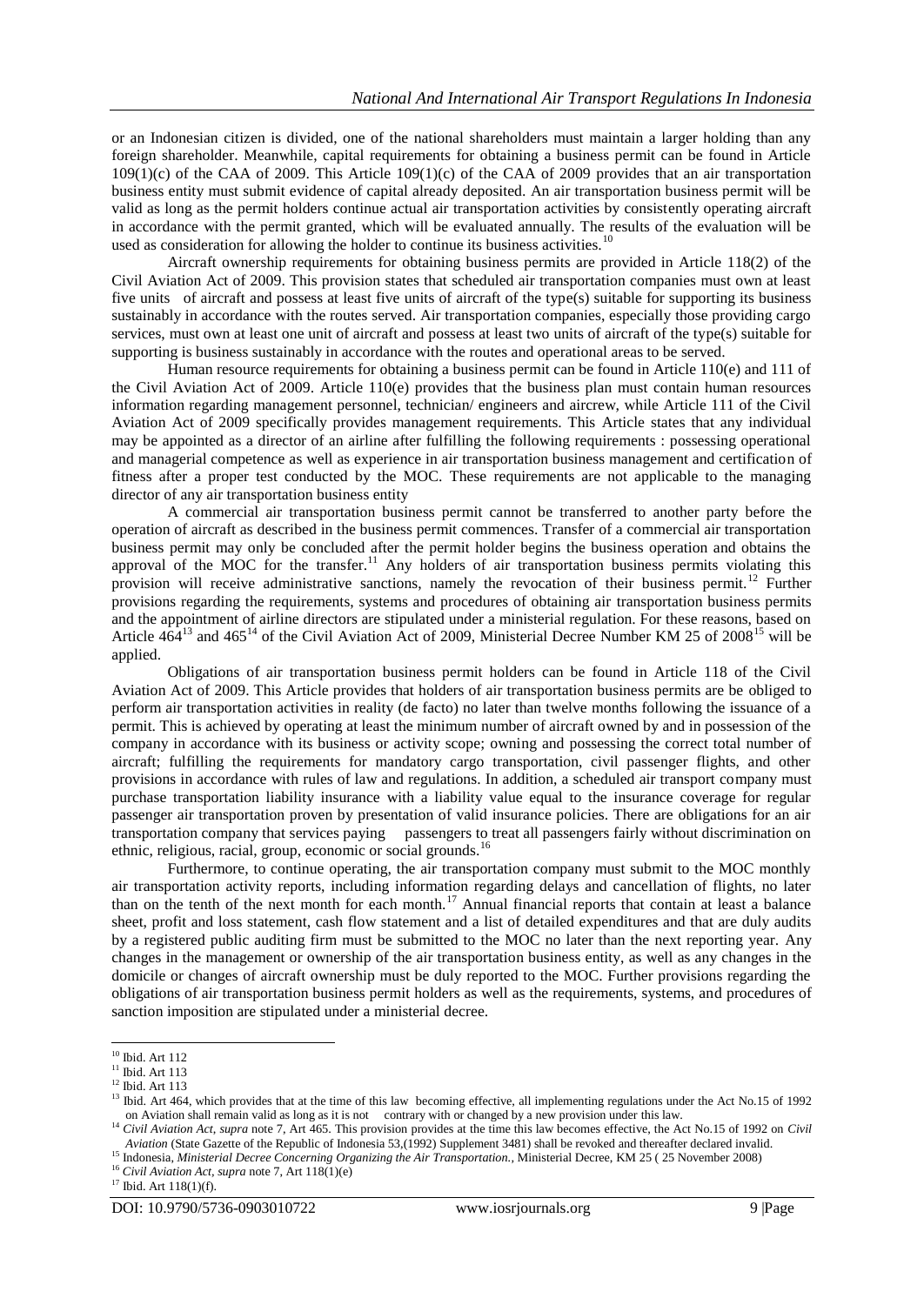or an Indonesian citizen is divided, one of the national shareholders must maintain a larger holding than any foreign shareholder. Meanwhile, capital requirements for obtaining a business permit can be found in Article 109(1)(c) of the CAA of 2009. This Article 109(1)(c) of the CAA of 2009 provides that an air transportation business entity must submit evidence of capital already deposited. An air transportation business permit will be valid as long as the permit holders continue actual air transportation activities by consistently operating aircraft in accordance with the permit granted, which will be evaluated annually. The results of the evaluation will be used as consideration for allowing the holder to continue its business activities.[10]

Aircraft ownership requirements for obtaining business permits are provided in Article 118(2) of the Civil Aviation Act of 2009. This provision states that scheduled air transportation companies must own at least five units of aircraft and possess at least five units of aircraft of the type(s) suitable for supporting its business sustainably in accordance with the routes served. Air transportation companies, especially those providing cargo services, must own at least one unit of aircraft and possess at least two units of aircraft of the type(s) suitable for supporting is business sustainably in accordance with the routes and operational areas to be served.

Human resource requirements for obtaining a business permit can be found in Article 110(e) and 111 of the Civil Aviation Act of 2009. Article 110(e) provides that the business plan must contain human resources information regarding management personnel, technician/ engineers and aircrew, while Article 111 of the Civil Aviation Act of 2009 specifically provides management requirements. This Article states that any individual may be appointed as a director of an airline after fulfilling the following requirements : possessing operational and managerial competence as well as experience in air transportation business management and certification of fitness after a proper test conducted by the MOC. These requirements are not applicable to the managing director of any air transportation business entity

A commercial air transportation business permit cannot be transferred to another party before the operation of aircraft as described in the business permit commences. Transfer of a commercial air transportation business permit may only be concluded after the permit holder begins the business operation and obtains the approval of the MOC for the transfer.[11] Any holders of air transportation business permits violating this provision will receive administrative sanctions, namely the revocation of their business permit.[12] Further provisions regarding the requirements, systems and procedures of obtaining air transportation business permits and the appointment of airline directors are stipulated under a ministerial regulation. For these reasons, based on Article 464[13] and 465[14] of the Civil Aviation Act of 2009, Ministerial Decree Number KM 25 of 2008[15] will be applied.

Obligations of air transportation business permit holders can be found in Article 118 of the Civil Aviation Act of 2009. This Article provides that holders of air transportation business permits are be obliged to perform air transportation activities in reality (de facto) no later than twelve months following the issuance of a permit. This is achieved by operating at least the minimum number of aircraft owned by and in possession of the company in accordance with its business or activity scope; owning and possessing the correct total number of aircraft; fulfilling the requirements for mandatory cargo transportation, civil passenger flights, and other provisions in accordance with rules of law and regulations. In addition, a scheduled air transport company must purchase transportation liability insurance with a liability value equal to the insurance coverage for regular passenger air transportation proven by presentation of valid insurance policies. There are obligations for an air transportation company that services paying passengers to treat all passengers fairly without discrimination on ethnic, religious, racial, group, economic or social grounds.[16]

Furthermore, to continue operating, the air transportation company must submit to the MOC monthly air transportation activity reports, including information regarding delays and cancellation of flights, no later than on the tenth of the next month for each month.[17] Annual financial reports that contain at least a balance sheet, profit and loss statement, cash flow statement and a list of detailed expenditures and that are duly audits by a registered public auditing firm must be submitted to the MOC no later than the next reporting year. Any changes in the management or ownership of the air transportation business entity, as well as any changes in the domicile or changes of aircraft ownership must be duly reported to the MOC. Further provisions regarding the obligations of air transportation business permit holders as well as the requirements, systems, and procedures of sanction imposition are stipulated under a ministerial decree.

---

[10] Ibid. Art 112

[11] Ibid. Art 113

[12] Ibid. Art 113

[13] Ibid. Art 464, which provides that at the time of this law becoming effective, all implementing regulations under the Act No.15 of 1992 on Aviation shall remain valid as long as it is not contrary with or changed by a new provision under this law.

[14] *Civil Aviation Act, supra* note 7, Art 465. This provision provides at the time this law becomes effective, the Act No.15 of 1992 on *Civil Aviation* (State Gazette of the Republic of Indonesia 53,(1992) Supplement 3481) shall be revoked and thereafter declared invalid.

[15] Indonesia, *Ministerial Decree Concerning Organizing the Air Transportation.*, Ministerial Decree, KM 25 ( 25 November 2008)

[16] *Civil Aviation Act, supra* note 7, Art 118(1)(e)

[17] Ibid. Art 118(1)(f).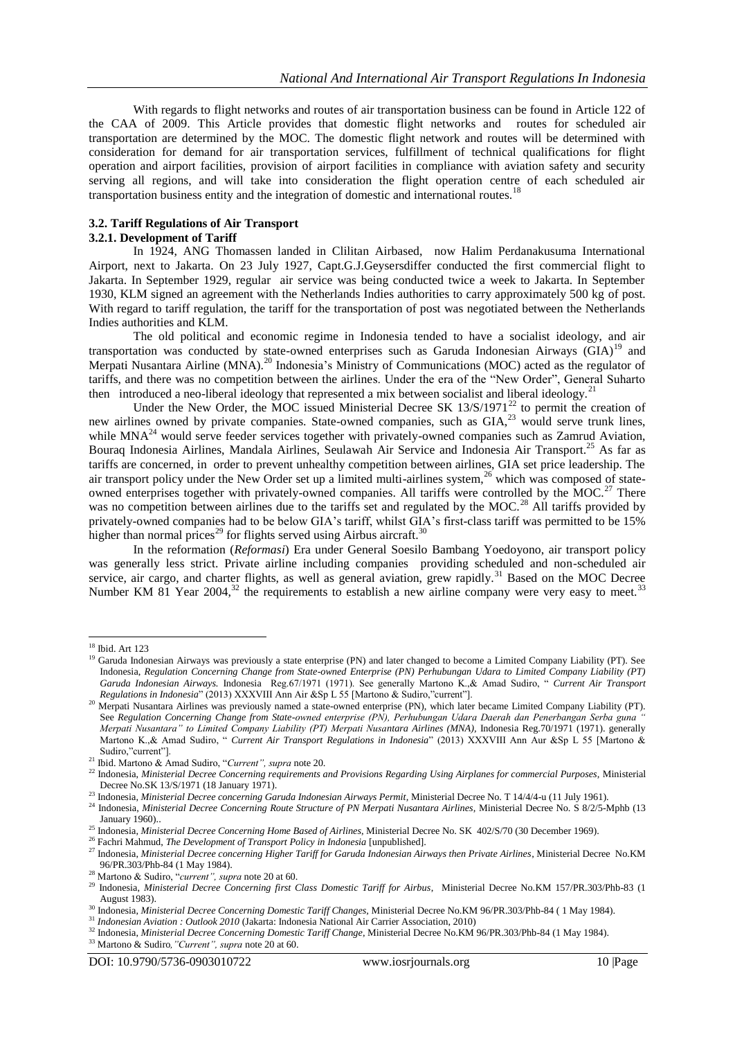With regards to flight networks and routes of air transportation business can be found in Article 122 of the CAA of 2009. This Article provides that domestic flight networks and routes for scheduled air transportation are determined by the MOC. The domestic flight network and routes will be determined with consideration for demand for air transportation services, fulfillment of technical qualifications for flight operation and airport facilities, provision of airport facilities in compliance with aviation safety and security serving all regions, and will take into consideration the flight operation centre of each scheduled air transportation business entity and the integration of domestic and international routes.[18]

### 3.2. Tariff Regulations of Air Transport

#### 3.2.1. Development of Tariff

In 1924, ANG Thomassen landed in Clilitan Airbased, now Halim Perdanakusuma International Airport, next to Jakarta. On 23 July 1927, Capt.G.J.Geysersdiffer conducted the first commercial flight to Jakarta. In September 1929, regular air service was being conducted twice a week to Jakarta. In September 1930, KLM signed an agreement with the Netherlands Indies authorities to carry approximately 500 kg of post. With regard to tariff regulation, the tariff for the transportation of post was negotiated between the Netherlands Indies authorities and KLM.

The old political and economic regime in Indonesia tended to have a socialist ideology, and air transportation was conducted by state-owned enterprises such as Garuda Indonesian Airways (GIA)[19] and Merpati Nusantara Airline (MNA).[20] Indonesia's Ministry of Communications (MOC) acted as the regulator of tariffs, and there was no competition between the airlines. Under the era of the "New Order", General Suharto then introduced a neo-liberal ideology that represented a mix between socialist and liberal ideology.[21]

Under the New Order, the MOC issued Ministerial Decree SK 13/S/1971[22] to permit the creation of new airlines owned by private companies. State-owned companies, such as GIA,[23] would serve trunk lines, while MNA[24] would serve feeder services together with privately-owned companies such as Zamrud Aviation, Bouraq Indonesia Airlines, Mandala Airlines, Seulawah Air Service and Indonesia Air Transport.[25] As far as tariffs are concerned, in order to prevent unhealthy competition between airlines, GIA set price leadership. The air transport policy under the New Order set up a limited multi-airlines system,[26] which was composed of state-owned enterprises together with privately-owned companies. All tariffs were controlled by the MOC.[27] There was no competition between airlines due to the tariffs set and regulated by the MOC.[28] All tariffs provided by privately-owned companies had to be below GIA's tariff, whilst GIA's first-class tariff was permitted to be 15% higher than normal prices[29] for flights served using Airbus aircraft.[30]

In the reformation (*Reformasi*) Era under General Soesilo Bambang Yoedoyono, air transport policy was generally less strict. Private airline including companies providing scheduled and non-scheduled air service, air cargo, and charter flights, as well as general aviation, grew rapidly.[31] Based on the MOC Decree Number KM 81 Year 2004,[32] the requirements to establish a new airline company were very easy to meet.[33]

---

[18] Ibid. Art 123

[19] Garuda Indonesian Airways was previously a state enterprise (PN) and later changed to become a Limited Company Liability (PT). See Indonesia, *Regulation Concerning Change from State-owned Enterprise (PN) Perhubungan Udara to Limited Company Liability (PT) Garuda Indonesian Airways.* Indonesia Reg.67/1971 (1971). See generally Martono K.,& Amad Sudiro, " *Current Air Transport Regulations in Indonesia*" (2013) XXXVIII Ann Air &Sp L 55 [Martono & Sudiro,"current"].

[20] Merpati Nusantara Airlines was previously named a state-owned enterprise (PN), which later became Limited Company Liability (PT). See *Regulation Concerning Change from State-owned enterprise (PN), Perhubungan Udara Daerah dan Penerbangan Serba guna " Merpati Nusantara" to Limited Company Liability (PT) Merpati Nusantara Airlines (MNA)*, Indonesia Reg.70/1971 (1971). generally Martono K.,& Amad Sudiro, " *Current Air Transport Regulations in Indonesia*" (2013) XXXVIII Ann Aur &Sp L 55 [Martono & Sudiro,"current"].

[21] Ibid. Martono & Amad Sudiro, "*Current", supra* note 20.

[22] Indonesia, *Ministerial Decree Concerning requirements and Provisions Regarding Using Airplanes for commercial Purposes*, Ministerial Decree No.SK 13/S/1971 (18 January 1971).

[23] Indonesia, *Ministerial Decree concerning Garuda Indonesian Airways Permit*, Ministerial Decree No. T 14/4/4-u (11 July 1961).

[24] Indonesia, *Ministerial Decree Concerning Route Structure of PN Merpati Nusantara Airlines*, Ministerial Decree No. S 8/2/5-Mphb (13 January 1960)..

[25] Indonesia, *Ministerial Decree Concerning Home Based of Airlines*, Ministerial Decree No. SK 402/S/70 (30 December 1969).

[26] Fachri Mahmud, *The Development of Transport Policy in Indonesia* [unpublished].

[27] Indonesia, *Ministerial Decree concerning Higher Tariff for Garuda Indonesian Airways then Private Airlines*, Ministerial Decree No.KM 96/PR.303/Phb-84 (1 May 1984).

[28] Martono & Sudiro, "*current", supra* note 20 at 60.

[29] Indonesia, *Ministerial Decree Concerning first Class Domestic Tariff for Airbus*, Ministerial Decree No.KM 157/PR.303/Phb-83 (1 August 1983).

[30] Indonesia, *Ministerial Decree Concerning Domestic Tariff Changes*, Ministerial Decree No.KM 96/PR.303/Phb-84 ( 1 May 1984).

[31] *Indonesian Aviation : Outlook 2010* (Jakarta: Indonesia National Air Carrier Association, 2010)

[32] Indonesia, *Ministerial Decree Concerning Domestic Tariff Change*, Ministerial Decree No.KM 96/PR.303/Phb-84 (1 May 1984).

[33] Martono & Sudiro*,"Current", supra* note 20 at 60.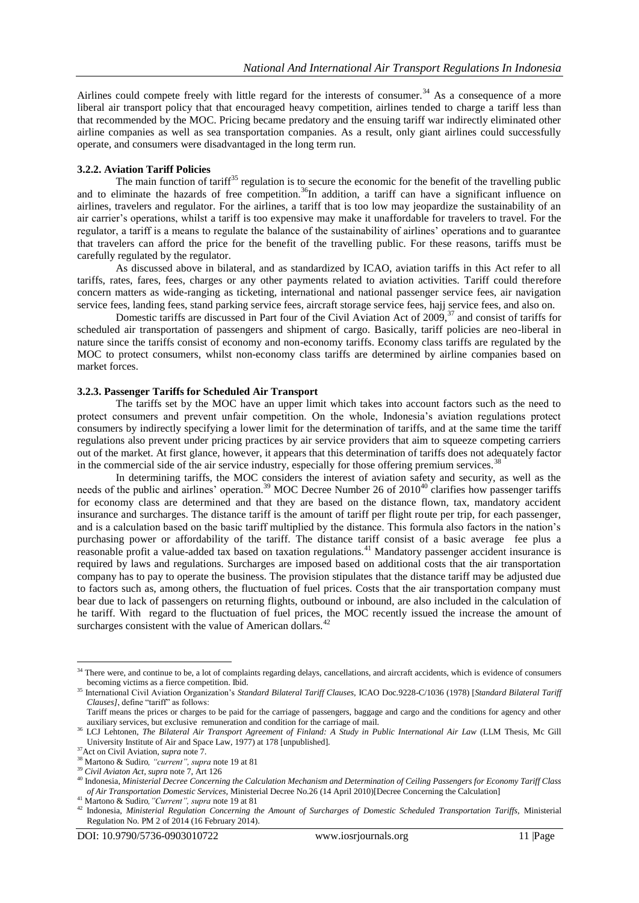Airlines could compete freely with little regard for the interests of consumer.[34] As a consequence of a more liberal air transport policy that that encouraged heavy competition, airlines tended to charge a tariff less than that recommended by the MOC. Pricing became predatory and the ensuing tariff war indirectly eliminated other airline companies as well as sea transportation companies. As a result, only giant airlines could successfully operate, and consumers were disadvantaged in the long term run.

### 3.2.2. Aviation Tariff Policies

The main function of tariff[35] regulation is to secure the economic for the benefit of the travelling public and to eliminate the hazards of free competition.[36]In addition, a tariff can have a significant influence on airlines, travelers and regulator. For the airlines, a tariff that is too low may jeopardize the sustainability of an air carrier's operations, whilst a tariff is too expensive may make it unaffordable for travelers to travel. For the regulator, a tariff is a means to regulate the balance of the sustainability of airlines' operations and to guarantee that travelers can afford the price for the benefit of the travelling public. For these reasons, tariffs must be carefully regulated by the regulator.

As discussed above in bilateral, and as standardized by ICAO, aviation tariffs in this Act refer to all tariffs, rates, fares, fees, charges or any other payments related to aviation activities. Tariff could therefore concern matters as wide-ranging as ticketing, international and national passenger service fees, air navigation service fees, landing fees, stand parking service fees, aircraft storage service fees, hajj service fees, and also on.

Domestic tariffs are discussed in Part four of the Civil Aviation Act of 2009,[37] and consist of tariffs for scheduled air transportation of passengers and shipment of cargo. Basically, tariff policies are neo-liberal in nature since the tariffs consist of economy and non-economy tariffs. Economy class tariffs are regulated by the MOC to protect consumers, whilst non-economy class tariffs are determined by airline companies based on market forces.

### 3.2.3. Passenger Tariffs for Scheduled Air Transport

The tariffs set by the MOC have an upper limit which takes into account factors such as the need to protect consumers and prevent unfair competition. On the whole, Indonesia's aviation regulations protect consumers by indirectly specifying a lower limit for the determination of tariffs, and at the same time the tariff regulations also prevent under pricing practices by air service providers that aim to squeeze competing carriers out of the market. At first glance, however, it appears that this determination of tariffs does not adequately factor in the commercial side of the air service industry, especially for those offering premium services.[38]

In determining tariffs, the MOC considers the interest of aviation safety and security, as well as the needs of the public and airlines' operation.[39] MOC Decree Number 26 of 2010[40] clarifies how passenger tariffs for economy class are determined and that they are based on the distance flown, tax, mandatory accident insurance and surcharges. The distance tariff is the amount of tariff per flight route per trip, for each passenger, and is a calculation based on the basic tariff multiplied by the distance. This formula also factors in the nation's purchasing power or affordability of the tariff. The distance tariff consist of a basic average fee plus a reasonable profit a value-added tax based on taxation regulations.[41] Mandatory passenger accident insurance is required by laws and regulations. Surcharges are imposed based on additional costs that the air transportation company has to pay to operate the business. The provision stipulates that the distance tariff may be adjusted due to factors such as, among others, the fluctuation of fuel prices. Costs that the air transportation company must bear due to lack of passengers on returning flights, outbound or inbound, are also included in the calculation of he tariff. With regard to the fluctuation of fuel prices, the MOC recently issued the increase the amount of surcharges consistent with the value of American dollars.[42]

---

[34] There were, and continue to be, a lot of complaints regarding delays, cancellations, and aircraft accidents, which is evidence of consumers becoming victims as a fierce competition. Ibid.

[35] International Civil Aviation Organization's *Standard Bilateral Tariff Clauses*, ICAO Doc.9228-C/1036 (1978) [*Standard Bilateral Tariff Clauses]*, define "tariff" as follows:
Tariff means the prices or charges to be paid for the carriage of passengers, baggage and cargo and the conditions for agency and other auxiliary services, but exclusive remuneration and condition for the carriage of mail.

[36] LCJ Lehtonen, *The Bilateral Air Transport Agreement of Finland: A Study in Public International Air Law* (LLM Thesis, Mc Gill University Institute of Air and Space Law, 1977) at 178 [unpublished].

[37] Act on Civil Aviation, *supra* note 7.

[38] Martono & Sudiro*, "current", supra* note 19 at 81

[39] *Civil Aviaton Act, supra* note 7, Art 126

[40] Indonesia, *Ministerial Decree Concerning the Calculation Mechanism and Determination of Ceiling Passengers for Economy Tariff Class of Air Transportation Domestic Services,* Ministerial Decree No.26 (14 April 2010)[Decree Concerning the Calculation]

[41] Martono & Sudiro*,"Current", supra* note 19 at 81

[42] Indonesia, *Ministerial Regulation Concerning the Amount of Surcharges of Domestic Scheduled Transportation Tariffs,* Ministerial Regulation No. PM 2 of 2014 (16 February 2014).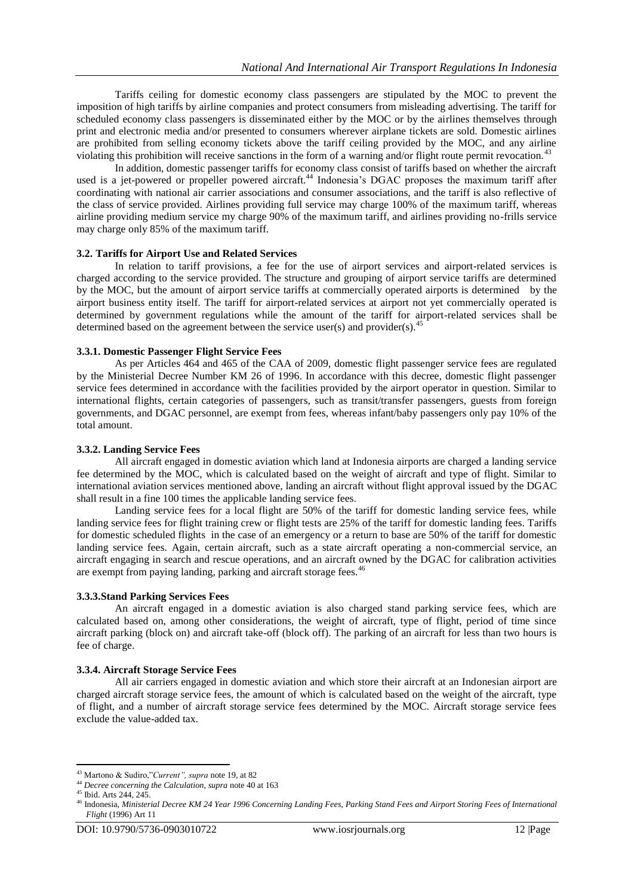Tariffs ceiling for domestic economy class passengers are stipulated by the MOC to prevent the imposition of high tariffs by airline companies and protect consumers from misleading advertising. The tariff for scheduled economy class passengers is disseminated either by the MOC or by the airlines themselves through print and electronic media and/or presented to consumers wherever airplane tickets are sold. Domestic airlines are prohibited from selling economy tickets above the tariff ceiling provided by the MOC, and any airline violating this prohibition will receive sanctions in the form of a warning and/or flight route permit revocation.[43]

In addition, domestic passenger tariffs for economy class consist of tariffs based on whether the aircraft used is a jet-powered or propeller powered aircraft.[44] Indonesia's DGAC proposes the maximum tariff after coordinating with national air carrier associations and consumer associations, and the tariff is also reflective of the class of service provided. Airlines providing full service may charge 100% of the maximum tariff, whereas airline providing medium service my charge 90% of the maximum tariff, and airlines providing no-frills service may charge only 85% of the maximum tariff.

### 3.2. Tariffs for Airport Use and Related Services

In relation to tariff provisions, a fee for the use of airport services and airport-related services is charged according to the service provided. The structure and grouping of airport service tariffs are determined by the MOC, but the amount of airport service tariffs at commercially operated airports is determined by the airport business entity itself. The tariff for airport-related services at airport not yet commercially operated is determined by government regulations while the amount of the tariff for airport-related services shall be determined based on the agreement between the service user(s) and provider(s).[45]

### 3.3.1. Domestic Passenger Flight Service Fees

As per Articles 464 and 465 of the CAA of 2009, domestic flight passenger service fees are regulated by the Ministerial Decree Number KM 26 of 1996. In accordance with this decree, domestic flight passenger service fees determined in accordance with the facilities provided by the airport operator in question. Similar to international flights, certain categories of passengers, such as transit/transfer passengers, guests from foreign governments, and DGAC personnel, are exempt from fees, whereas infant/baby passengers only pay 10% of the total amount.

### 3.3.2. Landing Service Fees

All aircraft engaged in domestic aviation which land at Indonesia airports are charged a landing service fee determined by the MOC, which is calculated based on the weight of aircraft and type of flight. Similar to international aviation services mentioned above, landing an aircraft without flight approval issued by the DGAC shall result in a fine 100 times the applicable landing service fees.

Landing service fees for a local flight are 50% of the tariff for domestic landing service fees, while landing service fees for flight training crew or flight tests are 25% of the tariff for domestic landing fees. Tariffs for domestic scheduled flights in the case of an emergency or a return to base are 50% of the tariff for domestic landing service fees. Again, certain aircraft, such as a state aircraft operating a non-commercial service, an aircraft engaging in search and rescue operations, and an aircraft owned by the DGAC for calibration activities are exempt from paying landing, parking and aircraft storage fees.[46]

### 3.3.3. Stand Parking Services Fees

An aircraft engaged in a domestic aviation is also charged stand parking service fees, which are calculated based on, among other considerations, the weight of aircraft, type of flight, period of time since aircraft parking (block on) and aircraft take-off (block off). The parking of an aircraft for less than two hours is fee of charge.

### 3.3.4. Aircraft Storage Service Fees

All air carriers engaged in domestic aviation and which store their aircraft at an Indonesian airport are charged aircraft storage service fees, the amount of which is calculated based on the weight of the aircraft, type of flight, and a number of aircraft storage service fees determined by the MOC. Aircraft storage service fees exclude the value-added tax.

---

[43] Martono & Sudiro,"*Current", supra* note 19, at 82

[44] *Decree concerning the Calculation, supra* note 40 at 163

[45] Ibid. Arts 244, 245.

[46] Indonesia, *Ministerial Decree KM 24 Year 1996 Concerning Landing Fees, Parking Stand Fees and Airport Storing Fees of International Flight* (1996) Art 11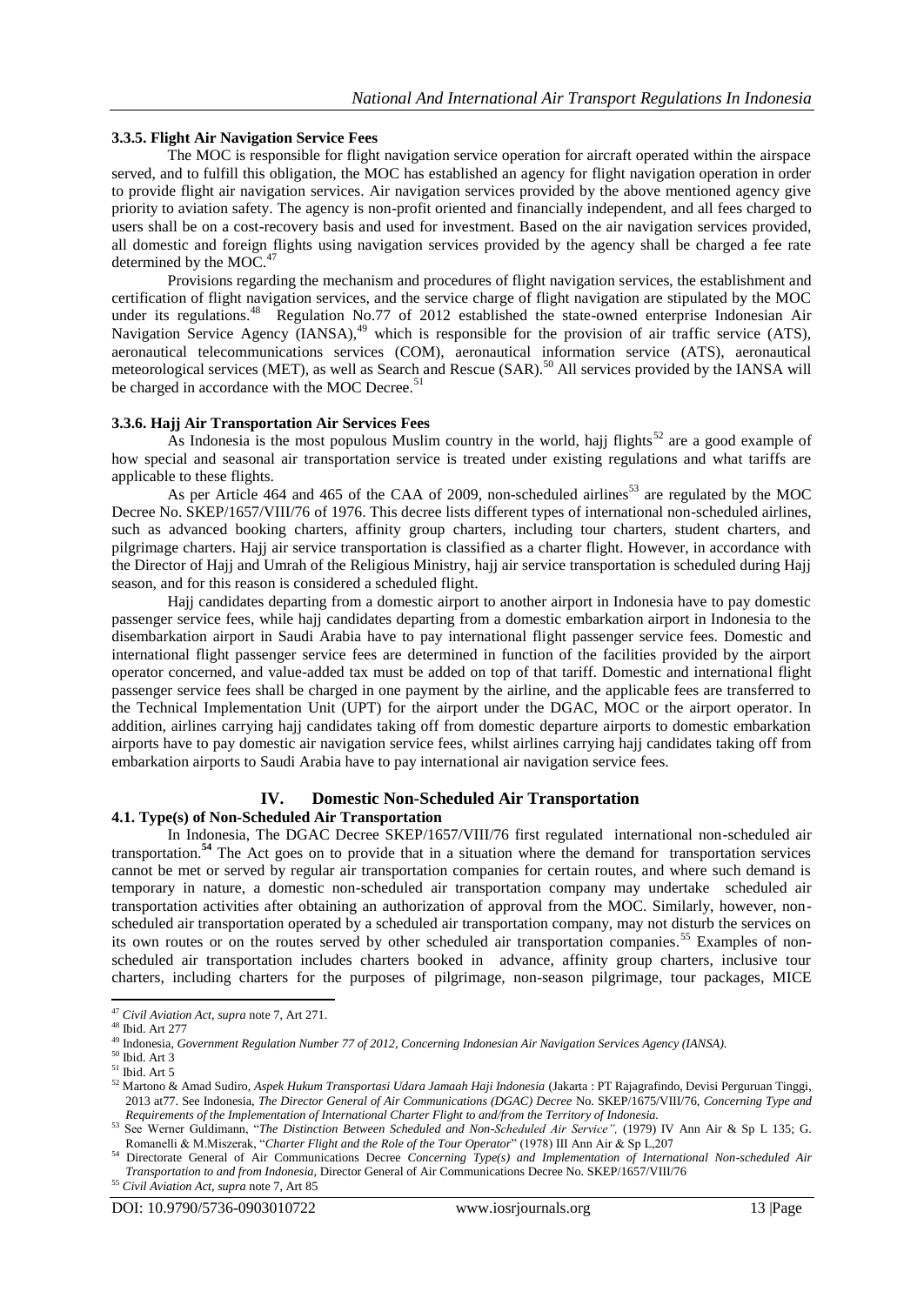### 3.3.5. Flight Air Navigation Service Fees

The MOC is responsible for flight navigation service operation for aircraft operated within the airspace served, and to fulfill this obligation, the MOC has established an agency for flight navigation operation in order to provide flight air navigation services. Air navigation services provided by the above mentioned agency give priority to aviation safety. The agency is non-profit oriented and financially independent, and all fees charged to users shall be on a cost-recovery basis and used for investment. Based on the air navigation services provided, all domestic and foreign flights using navigation services provided by the agency shall be charged a fee rate determined by the MOC.[47]

Provisions regarding the mechanism and procedures of flight navigation services, the establishment and certification of flight navigation services, and the service charge of flight navigation are stipulated by the MOC under its regulations.[48] Regulation No.77 of 2012 established the state-owned enterprise Indonesian Air Navigation Service Agency (IANSA),[49] which is responsible for the provision of air traffic service (ATS), aeronautical telecommunications services (COM), aeronautical information service (ATS), aeronautical meteorological services (MET), as well as Search and Rescue (SAR).[50] All services provided by the IANSA will be charged in accordance with the MOC Decree.[51]

### 3.3.6. Hajj Air Transportation Air Services Fees

As Indonesia is the most populous Muslim country in the world, hajj flights[52] are a good example of how special and seasonal air transportation service is treated under existing regulations and what tariffs are applicable to these flights.

As per Article 464 and 465 of the CAA of 2009, non-scheduled airlines[53] are regulated by the MOC Decree No. SKEP/1657/VIII/76 of 1976. This decree lists different types of international non-scheduled airlines, such as advanced booking charters, affinity group charters, including tour charters, student charters, and pilgrimage charters. Hajj air service transportation is classified as a charter flight. However, in accordance with the Director of Hajj and Umrah of the Religious Ministry, hajj air service transportation is scheduled during Hajj season, and for this reason is considered a scheduled flight.

Hajj candidates departing from a domestic airport to another airport in Indonesia have to pay domestic passenger service fees, while hajj candidates departing from a domestic embarkation airport in Indonesia to the disembarkation airport in Saudi Arabia have to pay international flight passenger service fees. Domestic and international flight passenger service fees are determined in function of the facilities provided by the airport operator concerned, and value-added tax must be added on top of that tariff. Domestic and international flight passenger service fees shall be charged in one payment by the airline, and the applicable fees are transferred to the Technical Implementation Unit (UPT) for the airport under the DGAC, MOC or the airport operator. In addition, airlines carrying hajj candidates taking off from domestic departure airports to domestic embarkation airports have to pay domestic air navigation service fees, whilst airlines carrying hajj candidates taking off from embarkation airports to Saudi Arabia have to pay international air navigation service fees.

## IV. Domestic Non-Scheduled Air Transportation

### 4.1. Type(s) of Non-Scheduled Air Transportation

In Indonesia, The DGAC Decree SKEP/1657/VIII/76 first regulated international non-scheduled air transportation.**[54]** The Act goes on to provide that in a situation where the demand for transportation services cannot be met or served by regular air transportation companies for certain routes, and where such demand is temporary in nature, a domestic non-scheduled air transportation company may undertake scheduled air transportation activities after obtaining an authorization of approval from the MOC. Similarly, however, non-scheduled air transportation operated by a scheduled air transportation company, may not disturb the services on its own routes or on the routes served by other scheduled air transportation companies.[55] Examples of non-scheduled air transportation includes charters booked in advance, affinity group charters, inclusive tour charters, including charters for the purposes of pilgrimage, non-season pilgrimage, tour packages, MICE

---

[47] *Civil Aviation Act, supra* note 7, Art 271.

[48] Ibid. Art 277

[49] Indonesia, *Government Regulation Number 77 of 2012, Concerning Indonesian Air Navigation Services Agency (IANSA).*

[50] Ibid. Art 3

[51] Ibid. Art 5

[52] Martono & Amad Sudiro, *Aspek Hukum Transportasi Udara Jamaah Haji Indonesia* (Jakarta : PT Rajagrafindo, Devisi Perguruan Tinggi, 2013 at77. See Indonesia, *The Director General of Air Communications (DGAC) Decree* No. SKEP/1675/VIII/76, *Concerning Type and Requirements of the Implementation of International Charter Flight to and/from the Territory of Indonesia.*

[53] See Werner Guldimann, "*The Distinction Between Scheduled and Non-Scheduled Air Service",* (1979) IV Ann Air & Sp L 135; G. Romanelli & M.Miszerak, "*Charter Flight and the Role of the Tour Operator*" (1978) III Ann Air & Sp L,207

[54] Directorate General of Air Communications Decree *Concerning Type(s) and Implementation of International Non-scheduled Air Transportation to and from Indonesia,* Director General of Air Communications Decree No. SKEP/1657/VIII/76

[55] *Civil Aviation Act, supra* note 7, Art 85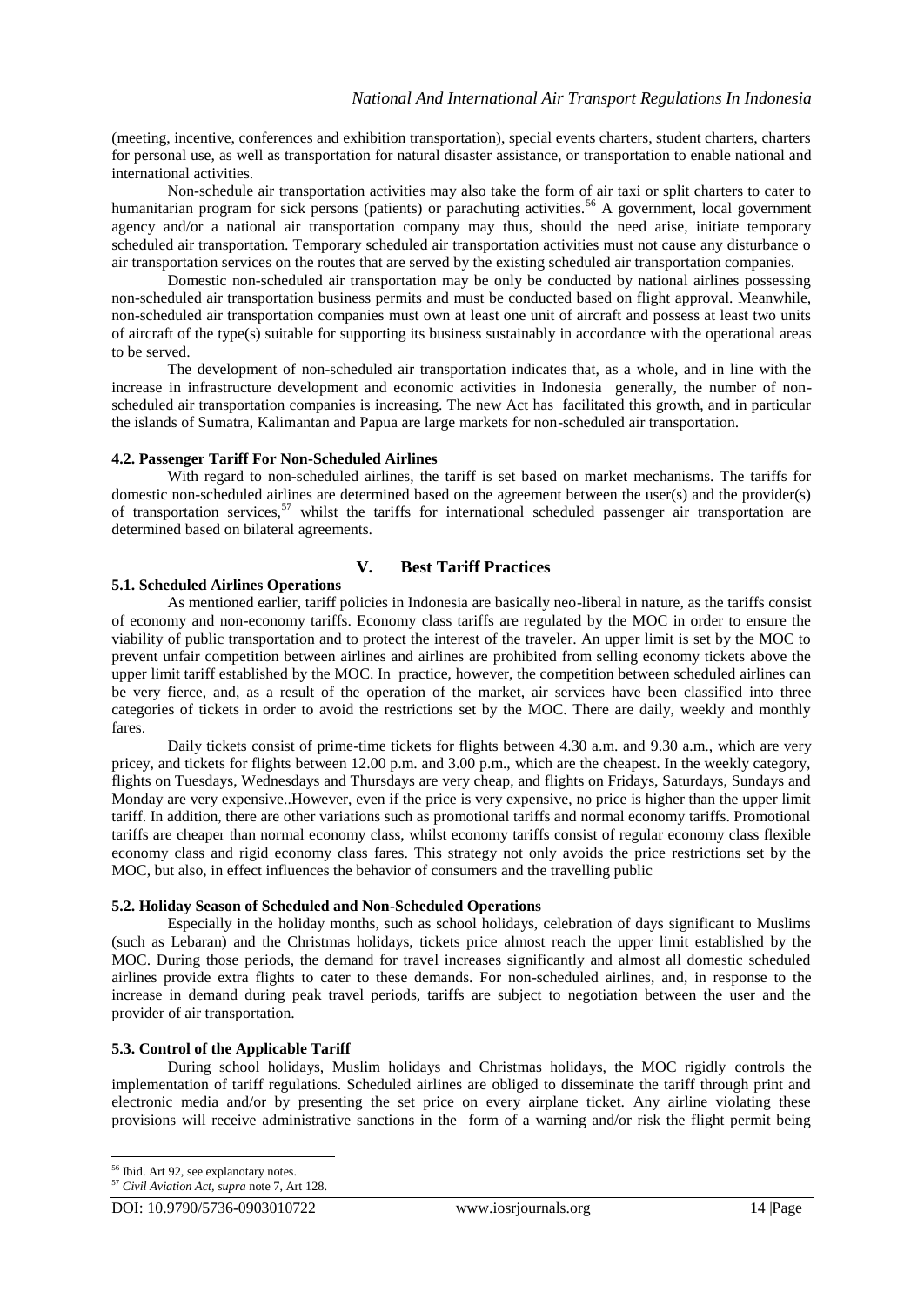(meeting, incentive, conferences and exhibition transportation), special events charters, student charters, charters for personal use, as well as transportation for natural disaster assistance, or transportation to enable national and international activities.

Non-schedule air transportation activities may also take the form of air taxi or split charters to cater to humanitarian program for sick persons (patients) or parachuting activities.[56] A government, local government agency and/or a national air transportation company may thus, should the need arise, initiate temporary scheduled air transportation. Temporary scheduled air transportation activities must not cause any disturbance o air transportation services on the routes that are served by the existing scheduled air transportation companies.

Domestic non-scheduled air transportation may be only be conducted by national airlines possessing non-scheduled air transportation business permits and must be conducted based on flight approval. Meanwhile, non-scheduled air transportation companies must own at least one unit of aircraft and possess at least two units of aircraft of the type(s) suitable for supporting its business sustainably in accordance with the operational areas to be served.

The development of non-scheduled air transportation indicates that, as a whole, and in line with the increase in infrastructure development and economic activities in Indonesia generally, the number of non-scheduled air transportation companies is increasing. The new Act has facilitated this growth, and in particular the islands of Sumatra, Kalimantan and Papua are large markets for non-scheduled air transportation.

### 4.2. Passenger Tariff For Non-Scheduled Airlines

With regard to non-scheduled airlines, the tariff is set based on market mechanisms. The tariffs for domestic non-scheduled airlines are determined based on the agreement between the user(s) and the provider(s) of transportation services,[57] whilst the tariffs for international scheduled passenger air transportation are determined based on bilateral agreements.

## V. Best Tariff Practices

### 5.1. Scheduled Airlines Operations

As mentioned earlier, tariff policies in Indonesia are basically neo-liberal in nature, as the tariffs consist of economy and non-economy tariffs. Economy class tariffs are regulated by the MOC in order to ensure the viability of public transportation and to protect the interest of the traveler. An upper limit is set by the MOC to prevent unfair competition between airlines and airlines are prohibited from selling economy tickets above the upper limit tariff established by the MOC. In practice, however, the competition between scheduled airlines can be very fierce, and, as a result of the operation of the market, air services have been classified into three categories of tickets in order to avoid the restrictions set by the MOC. There are daily, weekly and monthly fares.

Daily tickets consist of prime-time tickets for flights between 4.30 a.m. and 9.30 a.m., which are very pricey, and tickets for flights between 12.00 p.m. and 3.00 p.m., which are the cheapest. In the weekly category, flights on Tuesdays, Wednesdays and Thursdays are very cheap, and flights on Fridays, Saturdays, Sundays and Monday are very expensive..However, even if the price is very expensive, no price is higher than the upper limit tariff. In addition, there are other variations such as promotional tariffs and normal economy tariffs. Promotional tariffs are cheaper than normal economy class, whilst economy tariffs consist of regular economy class flexible economy class and rigid economy class fares. This strategy not only avoids the price restrictions set by the MOC, but also, in effect influences the behavior of consumers and the travelling public

### 5.2. Holiday Season of Scheduled and Non-Scheduled Operations

Especially in the holiday months, such as school holidays, celebration of days significant to Muslims (such as Lebaran) and the Christmas holidays, tickets price almost reach the upper limit established by the MOC. During those periods, the demand for travel increases significantly and almost all domestic scheduled airlines provide extra flights to cater to these demands. For non-scheduled airlines, and, in response to the increase in demand during peak travel periods, tariffs are subject to negotiation between the user and the provider of air transportation.

### 5.3. Control of the Applicable Tariff

During school holidays, Muslim holidays and Christmas holidays, the MOC rigidly controls the implementation of tariff regulations. Scheduled airlines are obliged to disseminate the tariff through print and electronic media and/or by presenting the set price on every airplane ticket. Any airline violating these provisions will receive administrative sanctions in the form of a warning and/or risk the flight permit being

---

[56] Ibid. Art 92, see explanatory notes.

[57] *Civil Aviation Act, supra* note 7, Art 128.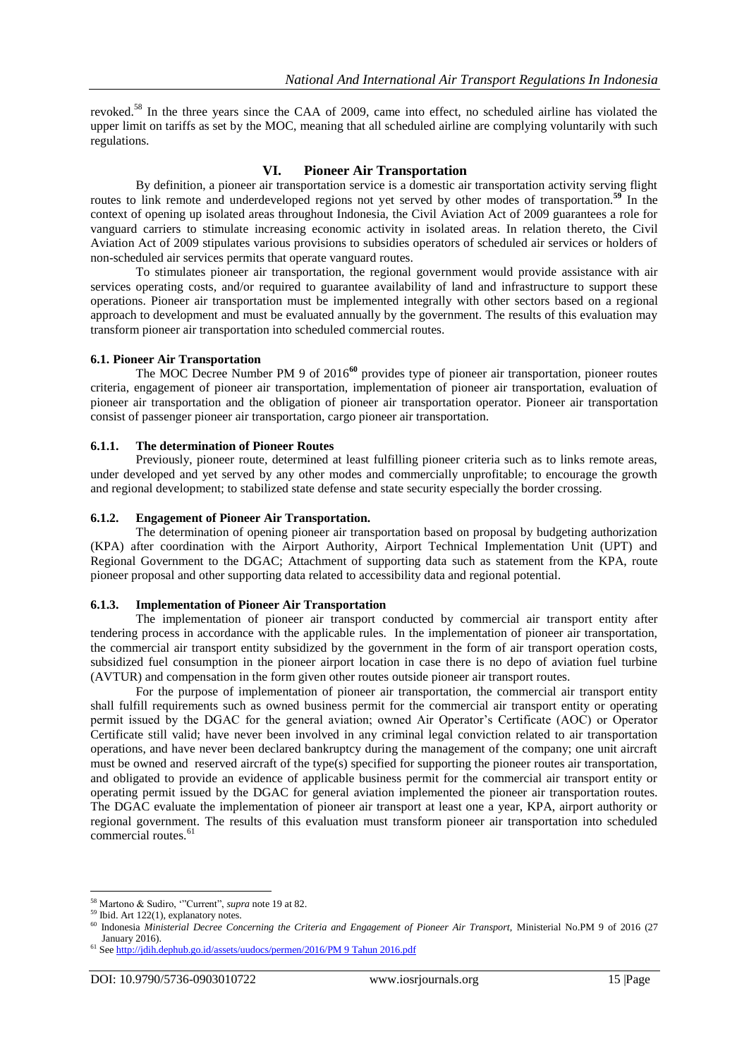revoked.[58] In the three years since the CAA of 2009, came into effect, no scheduled airline has violated the upper limit on tariffs as set by the MOC, meaning that all scheduled airline are complying voluntarily with such regulations.

## VI. Pioneer Air Transportation

By definition, a pioneer air transportation service is a domestic air transportation activity serving flight routes to link remote and underdeveloped regions not yet served by other modes of transportation.[59] In the context of opening up isolated areas throughout Indonesia, the Civil Aviation Act of 2009 guarantees a role for vanguard carriers to stimulate increasing economic activity in isolated areas. In relation thereto, the Civil Aviation Act of 2009 stipulates various provisions to subsidies operators of scheduled air services or holders of non-scheduled air services permits that operate vanguard routes.

To stimulates pioneer air transportation, the regional government would provide assistance with air services operating costs, and/or required to guarantee availability of land and infrastructure to support these operations. Pioneer air transportation must be implemented integrally with other sectors based on a regional approach to development and must be evaluated annually by the government. The results of this evaluation may transform pioneer air transportation into scheduled commercial routes.

### 6.1. Pioneer Air Transportation

The MOC Decree Number PM 9 of 2016[60] provides type of pioneer air transportation, pioneer routes criteria, engagement of pioneer air transportation, implementation of pioneer air transportation, evaluation of pioneer air transportation and the obligation of pioneer air transportation operator. Pioneer air transportation consist of passenger pioneer air transportation, cargo pioneer air transportation.

#### 6.1.1. The determination of Pioneer Routes

Previously, pioneer route, determined at least fulfilling pioneer criteria such as to links remote areas, under developed and yet served by any other modes and commercially unprofitable; to encourage the growth and regional development; to stabilized state defense and state security especially the border crossing.

#### 6.1.2. Engagement of Pioneer Air Transportation.

The determination of opening pioneer air transportation based on proposal by budgeting authorization (KPA) after coordination with the Airport Authority, Airport Technical Implementation Unit (UPT) and Regional Government to the DGAC; Attachment of supporting data such as statement from the KPA, route pioneer proposal and other supporting data related to accessibility data and regional potential.

#### 6.1.3. Implementation of Pioneer Air Transportation

The implementation of pioneer air transport conducted by commercial air transport entity after tendering process in accordance with the applicable rules. In the implementation of pioneer air transportation, the commercial air transport entity subsidized by the government in the form of air transport operation costs, subsidized fuel consumption in the pioneer airport location in case there is no depo of aviation fuel turbine (AVTUR) and compensation in the form given other routes outside pioneer air transport routes.

For the purpose of implementation of pioneer air transportation, the commercial air transport entity shall fulfill requirements such as owned business permit for the commercial air transport entity or operating permit issued by the DGAC for the general aviation; owned Air Operator's Certificate (AOC) or Operator Certificate still valid; have never been involved in any criminal legal conviction related to air transportation operations, and have never been declared bankruptcy during the management of the company; one unit aircraft must be owned and reserved aircraft of the type(s) specified for supporting the pioneer routes air transportation, and obligated to provide an evidence of applicable business permit for the commercial air transport entity or operating permit issued by the DGAC for general aviation implemented the pioneer air transportation routes. The DGAC evaluate the implementation of pioneer air transport at least one a year, KPA, airport authority or regional government. The results of this evaluation must transform pioneer air transportation into scheduled commercial routes.[61]

---

[58] Martono & Sudiro, '"Current", *supra* note 19 at 82.

[59] Ibid. Art 122(1), explanatory notes.

[60] Indonesia *Ministerial Decree Concerning the Criteria and Engagement of Pioneer Air Transport,* Ministerial No.PM 9 of 2016 (27 January 2016).

[61] See http://jdih.dephub.go.id/assets/uudocs/permen/2016/PM 9 Tahun 2016.pdf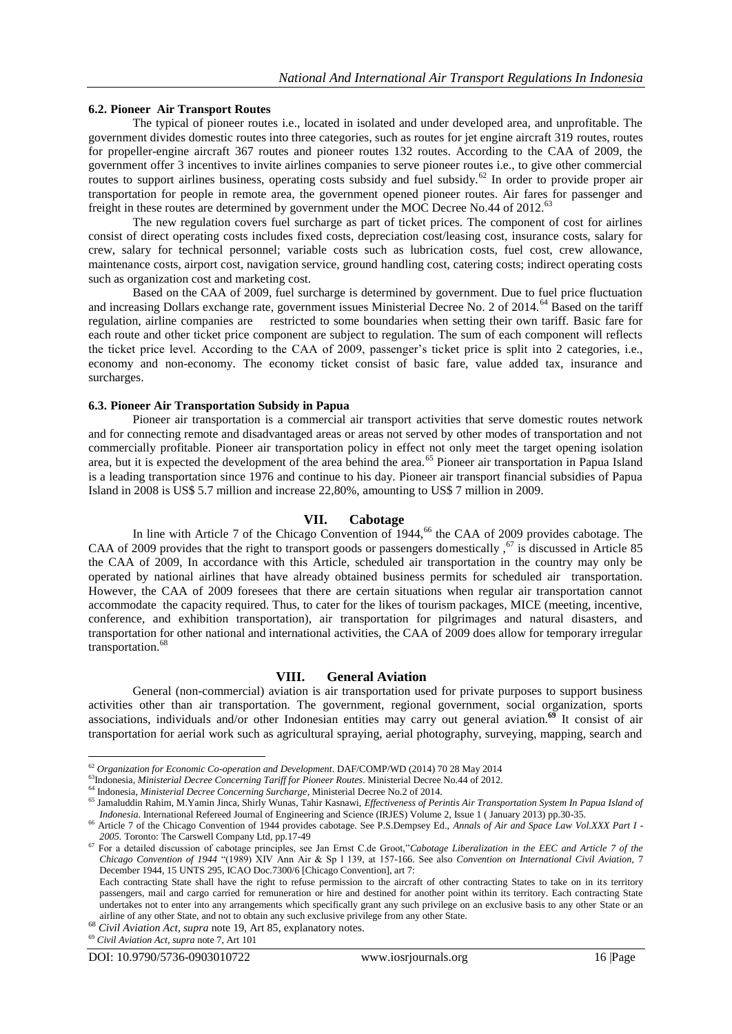### 6.2. Pioneer Air Transport Routes

The typical of pioneer routes i.e., located in isolated and under developed area, and unprofitable. The government divides domestic routes into three categories, such as routes for jet engine aircraft 319 routes, routes for propeller-engine aircraft 367 routes and pioneer routes 132 routes. According to the CAA of 2009, the government offer 3 incentives to invite airlines companies to serve pioneer routes i.e., to give other commercial routes to support airlines business, operating costs subsidy and fuel subsidy.[62] In order to provide proper air transportation for people in remote area, the government opened pioneer routes. Air fares for passenger and freight in these routes are determined by government under the MOC Decree No.44 of 2012.[63]

The new regulation covers fuel surcharge as part of ticket prices. The component of cost for airlines consist of direct operating costs includes fixed costs, depreciation cost/leasing cost, insurance costs, salary for crew, salary for technical personnel; variable costs such as lubrication costs, fuel cost, crew allowance, maintenance costs, airport cost, navigation service, ground handling cost, catering costs; indirect operating costs such as organization cost and marketing cost.

Based on the CAA of 2009, fuel surcharge is determined by government. Due to fuel price fluctuation and increasing Dollars exchange rate, government issues Ministerial Decree No. 2 of 2014.[64] Based on the tariff regulation, airline companies are restricted to some boundaries when setting their own tariff. Basic fare for each route and other ticket price component are subject to regulation. The sum of each component will reflects the ticket price level. According to the CAA of 2009, passenger's ticket price is split into 2 categories, i.e., economy and non-economy. The economy ticket consist of basic fare, value added tax, insurance and surcharges.

### 6.3. Pioneer Air Transportation Subsidy in Papua

Pioneer air transportation is a commercial air transport activities that serve domestic routes network and for connecting remote and disadvantaged areas or areas not served by other modes of transportation and not commercially profitable. Pioneer air transportation policy in effect not only meet the target opening isolation area, but it is expected the development of the area behind the area.[65] Pioneer air transportation in Papua Island is a leading transportation since 1976 and continue to his day. Pioneer air transport financial subsidies of Papua Island in 2008 is US$ 5.7 million and increase 22,80%, amounting to US$ 7 million in 2009.

## VII. Cabotage

In line with Article 7 of the Chicago Convention of 1944,[66] the CAA of 2009 provides cabotage. The CAA of 2009 provides that the right to transport goods or passengers domestically ,[67] is discussed in Article 85 the CAA of 2009, In accordance with this Article, scheduled air transportation in the country may only be operated by national airlines that have already obtained business permits for scheduled air transportation. However, the CAA of 2009 foresees that there are certain situations when regular air transportation cannot accommodate the capacity required. Thus, to cater for the likes of tourism packages, MICE (meeting, incentive, conference, and exhibition transportation), air transportation for pilgrimages and natural disasters, and transportation for other national and international activities, the CAA of 2009 does allow for temporary irregular transportation.[68]

## VIII. General Aviation

General (non-commercial) aviation is air transportation used for private purposes to support business activities other than air transportation. The government, regional government, social organization, sports associations, individuals and/or other Indonesian entities may carry out general aviation.**[69]** It consist of air transportation for aerial work such as agricultural spraying, aerial photography, surveying, mapping, search and

---

[62] *Organization for Economic Co-operation and Development*. DAF/COMP/WD (2014) 70 28 May 2014

[63] Indonesia, *Ministerial Decree Concerning Tariff for Pioneer Routes*. Ministerial Decree No.44 of 2012.

[64] Indonesia, *Ministerial Decree Concerning Surcharge*, Ministerial Decree No.2 of 2014.

[65] Jamaluddin Rahim, M.Yamin Jinca, Shirly Wunas, Tahir Kasnawi, *Effectiveness of Perintis Air Transportation System In Papua Island of Indonesia.* International Refereed Journal of Engineering and Science (IRJES) Volume 2, Issue 1 ( January 2013) pp.30-35.

[66] Article 7 of the Chicago Convention of 1944 provides cabotage. See P.S.Dempsey Ed., *Annals of Air and Space Law Vol.XXX Part I - 2005.* Toronto: The Carswell Company Ltd, pp.17-49

[67] For a detailed discussion of cabotage principles, see Jan Ernst C.de Groot,"*Cabotage Liberalization in the EEC and Article 7 of the Chicago Convention of 1944* "(1989) XIV Ann Air & Sp l 139, at 157-166. See also *Convention on International Civil Aviation*, 7 December 1944, 15 UNTS 295, ICAO Doc.7300/6 [Chicago Convention], art 7:
Each contracting State shall have the right to refuse permission to the aircraft of other contracting States to take on in its territory passengers, mail and cargo carried for remuneration or hire and destined for another point within its territory. Each contracting State undertakes not to enter into any arrangements which specifically grant any such privilege on an exclusive basis to any other State or an airline of any other State, and not to obtain any such exclusive privilege from any other State.

[68] *Civil Aviation Act*, *supra* note 19, Art 85, explanatory notes.

[69] *Civil Aviation Act*, *supra* note 7, Art 101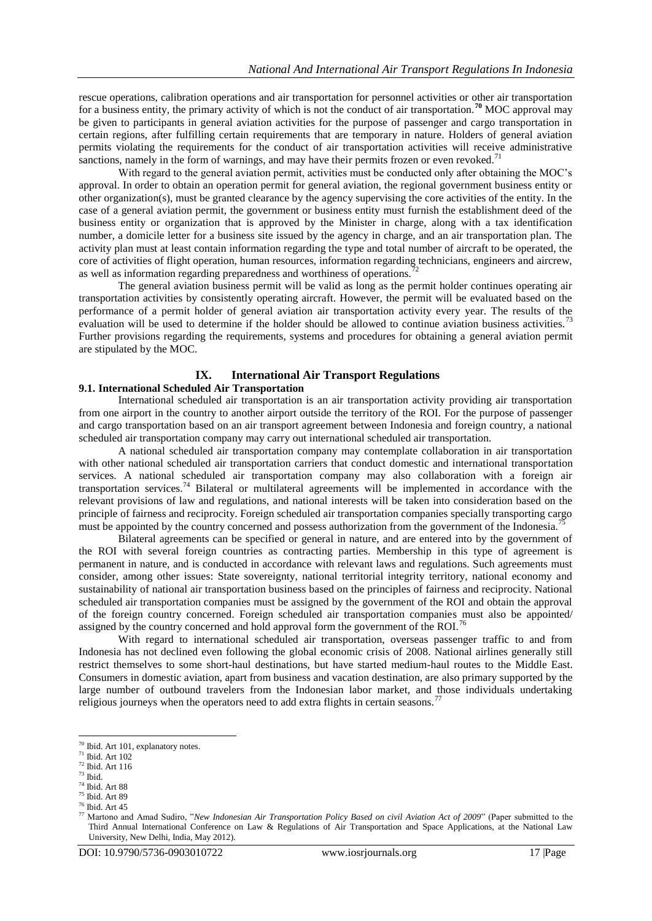rescue operations, calibration operations and air transportation for personnel activities or other air transportation for a business entity, the primary activity of which is not the conduct of air transportation.[70] MOC approval may be given to participants in general aviation activities for the purpose of passenger and cargo transportation in certain regions, after fulfilling certain requirements that are temporary in nature. Holders of general aviation permits violating the requirements for the conduct of air transportation activities will receive administrative sanctions, namely in the form of warnings, and may have their permits frozen or even revoked.[71]

With regard to the general aviation permit, activities must be conducted only after obtaining the MOC's approval. In order to obtain an operation permit for general aviation, the regional government business entity or other organization(s), must be granted clearance by the agency supervising the core activities of the entity. In the case of a general aviation permit, the government or business entity must furnish the establishment deed of the business entity or organization that is approved by the Minister in charge, along with a tax identification number, a domicile letter for a business site issued by the agency in charge, and an air transportation plan. The activity plan must at least contain information regarding the type and total number of aircraft to be operated, the core of activities of flight operation, human resources, information regarding technicians, engineers and aircrew, as well as information regarding preparedness and worthiness of operations.[72]

The general aviation business permit will be valid as long as the permit holder continues operating air transportation activities by consistently operating aircraft. However, the permit will be evaluated based on the performance of a permit holder of general aviation air transportation activity every year. The results of the evaluation will be used to determine if the holder should be allowed to continue aviation business activities.[73] Further provisions regarding the requirements, systems and procedures for obtaining a general aviation permit are stipulated by the MOC.

## IX. International Air Transport Regulations

### 9.1. International Scheduled Air Transportation

International scheduled air transportation is an air transportation activity providing air transportation from one airport in the country to another airport outside the territory of the ROI. For the purpose of passenger and cargo transportation based on an air transport agreement between Indonesia and foreign country, a national scheduled air transportation company may carry out international scheduled air transportation.

A national scheduled air transportation company may contemplate collaboration in air transportation with other national scheduled air transportation carriers that conduct domestic and international transportation services. A national scheduled air transportation company may also collaboration with a foreign air transportation services.[74] Bilateral or multilateral agreements will be implemented in accordance with the relevant provisions of law and regulations, and national interests will be taken into consideration based on the principle of fairness and reciprocity. Foreign scheduled air transportation companies specially transporting cargo must be appointed by the country concerned and possess authorization from the government of the Indonesia.[75]

Bilateral agreements can be specified or general in nature, and are entered into by the government of the ROI with several foreign countries as contracting parties. Membership in this type of agreement is permanent in nature, and is conducted in accordance with relevant laws and regulations. Such agreements must consider, among other issues: State sovereignty, national territorial integrity territory, national economy and sustainability of national air transportation business based on the principles of fairness and reciprocity. National scheduled air transportation companies must be assigned by the government of the ROI and obtain the approval of the foreign country concerned. Foreign scheduled air transportation companies must also be appointed/ assigned by the country concerned and hold approval form the government of the ROI.[76]

With regard to international scheduled air transportation, overseas passenger traffic to and from Indonesia has not declined even following the global economic crisis of 2008. National airlines generally still restrict themselves to some short-haul destinations, but have started medium-haul routes to the Middle East. Consumers in domestic aviation, apart from business and vacation destination, are also primary supported by the large number of outbound travelers from the Indonesian labor market, and those individuals undertaking religious journeys when the operators need to add extra flights in certain seasons.[77]

---

[70] Ibid. Art 101, explanatory notes.
[71] Ibid. Art 102
[72] Ibid. Art 116
[73] Ibid.
[74] Ibid. Art 88
[75] Ibid. Art 89
[76] Ibid. Art 45
[77] Martono and Amad Sudiro, "*New Indonesian Air Transportation Policy Based on civil Aviation Act of 2009*" (Paper submitted to the Third Annual International Conference on Law & Regulations of Air Transportation and Space Applications, at the National Law University, New Delhi, India, May 2012).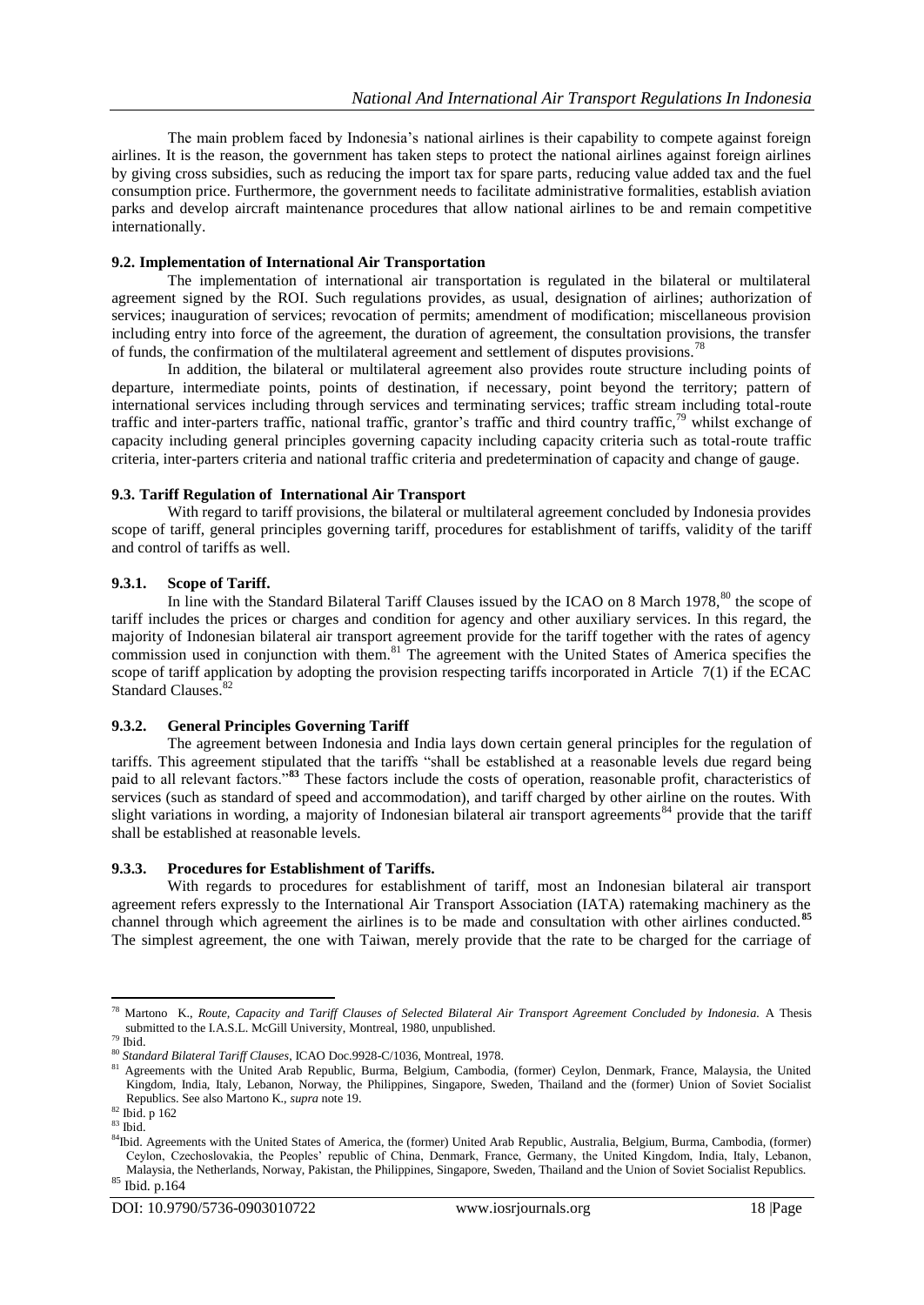The main problem faced by Indonesia's national airlines is their capability to compete against foreign airlines. It is the reason, the government has taken steps to protect the national airlines against foreign airlines by giving cross subsidies, such as reducing the import tax for spare parts, reducing value added tax and the fuel consumption price. Furthermore, the government needs to facilitate administrative formalities, establish aviation parks and develop aircraft maintenance procedures that allow national airlines to be and remain competitive internationally.

### 9.2. Implementation of International Air Transportation

The implementation of international air transportation is regulated in the bilateral or multilateral agreement signed by the ROI. Such regulations provides, as usual, designation of airlines; authorization of services; inauguration of services; revocation of permits; amendment of modification; miscellaneous provision including entry into force of the agreement, the duration of agreement, the consultation provisions, the transfer of funds, the confirmation of the multilateral agreement and settlement of disputes provisions.[78]

In addition, the bilateral or multilateral agreement also provides route structure including points of departure, intermediate points, points of destination, if necessary, point beyond the territory; pattern of international services including through services and terminating services; traffic stream including total-route traffic and inter-parters traffic, national traffic, grantor's traffic and third country traffic,[79] whilst exchange of capacity including general principles governing capacity including capacity criteria such as total-route traffic criteria, inter-parters criteria and national traffic criteria and predetermination of capacity and change of gauge.

### 9.3. Tariff Regulation of International Air Transport

With regard to tariff provisions, the bilateral or multilateral agreement concluded by Indonesia provides scope of tariff, general principles governing tariff, procedures for establishment of tariffs, validity of the tariff and control of tariffs as well.

#### 9.3.1. Scope of Tariff.

In line with the Standard Bilateral Tariff Clauses issued by the ICAO on 8 March 1978,[80] the scope of tariff includes the prices or charges and condition for agency and other auxiliary services. In this regard, the majority of Indonesian bilateral air transport agreement provide for the tariff together with the rates of agency commission used in conjunction with them.[81] The agreement with the United States of America specifies the scope of tariff application by adopting the provision respecting tariffs incorporated in Article 7(1) if the ECAC Standard Clauses.[82]

#### 9.3.2. General Principles Governing Tariff

The agreement between Indonesia and India lays down certain general principles for the regulation of tariffs. This agreement stipulated that the tariffs "shall be established at a reasonable levels due regard being paid to all relevant factors."[83] These factors include the costs of operation, reasonable profit, characteristics of services (such as standard of speed and accommodation), and tariff charged by other airline on the routes. With slight variations in wording, a majority of Indonesian bilateral air transport agreements[84] provide that the tariff shall be established at reasonable levels.

#### 9.3.3. Procedures for Establishment of Tariffs.

With regards to procedures for establishment of tariff, most an Indonesian bilateral air transport agreement refers expressly to the International Air Transport Association (IATA) ratemaking machinery as the channel through which agreement the airlines is to be made and consultation with other airlines conducted.[85] The simplest agreement, the one with Taiwan, merely provide that the rate to be charged for the carriage of

---

[78] Martono K., *Route, Capacity and Tariff Clauses of Selected Bilateral Air Transport Agreement Concluded by Indonesia*. A Thesis submitted to the I.A.S.L. McGill University, Montreal, 1980, unpublished.

[79] Ibid.

[80] *Standard Bilateral Tariff Clauses*, ICAO Doc.9928-C/1036, Montreal, 1978.

[81] Agreements with the United Arab Republic, Burma, Belgium, Cambodia, (former) Ceylon, Denmark, France, Malaysia, the United Kingdom, India, Italy, Lebanon, Norway, the Philippines, Singapore, Sweden, Thailand and the (former) Union of Soviet Socialist Republics. See also Martono K., *supra* note 19.

[82] Ibid. p 162

[83] Ibid.

[84] Ibid. Agreements with the United States of America, the (former) United Arab Republic, Australia, Belgium, Burma, Cambodia, (former) Ceylon, Czechoslovakia, the Peoples' republic of China, Denmark, France, Germany, the United Kingdom, India, Italy, Lebanon, Malaysia, the Netherlands, Norway, Pakistan, the Philippines, Singapore, Sweden, Thailand and the Union of Soviet Socialist Republics.

[85] Ibid. p.164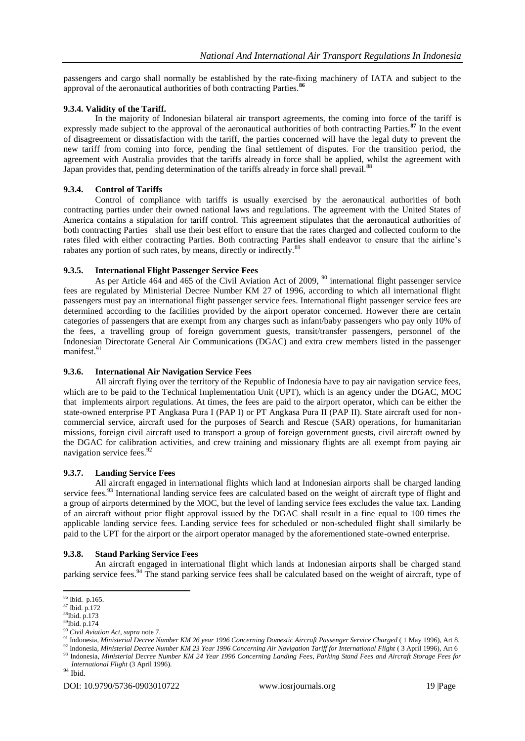passengers and cargo shall normally be established by the rate-fixing machinery of IATA and subject to the approval of the aeronautical authorities of both contracting Parties.[86]

### 9.3.4. Validity of the Tariff.

In the majority of Indonesian bilateral air transport agreements, the coming into force of the tariff is expressly made subject to the approval of the aeronautical authorities of both contracting Parties.[87] In the event of disagreement or dissatisfaction with the tariff, the parties concerned will have the legal duty to prevent the new tariff from coming into force, pending the final settlement of disputes. For the transition period, the agreement with Australia provides that the tariffs already in force shall be applied, whilst the agreement with Japan provides that, pending determination of the tariffs already in force shall prevail.[88]

### 9.3.4. Control of Tariffs

Control of compliance with tariffs is usually exercised by the aeronautical authorities of both contracting parties under their owned national laws and regulations. The agreement with the United States of America contains a stipulation for tariff control. This agreement stipulates that the aeronautical authorities of both contracting Parties shall use their best effort to ensure that the rates charged and collected conform to the rates filed with either contracting Parties. Both contracting Parties shall endeavor to ensure that the airline's rabates any portion of such rates, by means, directly or indirectly.[89]

### 9.3.5. International Flight Passenger Service Fees

As per Article 464 and 465 of the Civil Aviation Act of 2009, [90] international flight passenger service fees are regulated by Ministerial Decree Number KM 27 of 1996, according to which all international flight passengers must pay an international flight passenger service fees. International flight passenger service fees are determined according to the facilities provided by the airport operator concerned. However there are certain categories of passengers that are exempt from any charges such as infant/baby passengers who pay only 10% of the fees, a travelling group of foreign government guests, transit/transfer passengers, personnel of the Indonesian Directorate General Air Communications (DGAC) and extra crew members listed in the passenger manifest.[91]

### 9.3.6. International Air Navigation Service Fees

All aircraft flying over the territory of the Republic of Indonesia have to pay air navigation service fees, which are to be paid to the Technical Implementation Unit (UPT), which is an agency under the DGAC, MOC that implements airport regulations. At times, the fees are paid to the airport operator, which can be either the state-owned enterprise PT Angkasa Pura I (PAP I) or PT Angkasa Pura II (PAP II). State aircraft used for non-commercial service, aircraft used for the purposes of Search and Rescue (SAR) operations, for humanitarian missions, foreign civil aircraft used to transport a group of foreign government guests, civil aircraft owned by the DGAC for calibration activities, and crew training and missionary flights are all exempt from paying air navigation service fees.[92]

### 9.3.7. Landing Service Fees

All aircraft engaged in international flights which land at Indonesian airports shall be charged landing service fees.[93] International landing service fees are calculated based on the weight of aircraft type of flight and a group of airports determined by the MOC, but the level of landing service fees excludes the value tax. Landing of an aircraft without prior flight approval issued by the DGAC shall result in a fine equal to 100 times the applicable landing service fees. Landing service fees for scheduled or non-scheduled flight shall similarly be paid to the UPT for the airport or the airport operator managed by the aforementioned state-owned enterprise.

### 9.3.8. Stand Parking Service Fees

An aircraft engaged in international flight which lands at Indonesian airports shall be charged stand parking service fees.[94] The stand parking service fees shall be calculated based on the weight of aircraft, type of

---

[86] Ibid. p.165.
[87] Ibid. p.172
[88] Ibid. p.173
[89] Ibid. p.174
[90] *Civil Aviation Act, supra* note 7.
[91] Indonesia, *Ministerial Decree Number KM 26 year 1996 Concerning Domestic Aircraft Passenger Service Charged* ( 1 May 1996), Art 8.
[92] Indonesia, *Ministerial Decree Number KM 23 Year 1996 Concerning Air Navigation Tariff for International Flight* ( 3 April 1996), Art 6
[93] Indonesia, *Ministerial Decree Number KM 24 Year 1996 Concerning Landing Fees, Parking Stand Fees and Aircraft Storage Fees for International Flight* (3 April 1996).
[94] Ibid.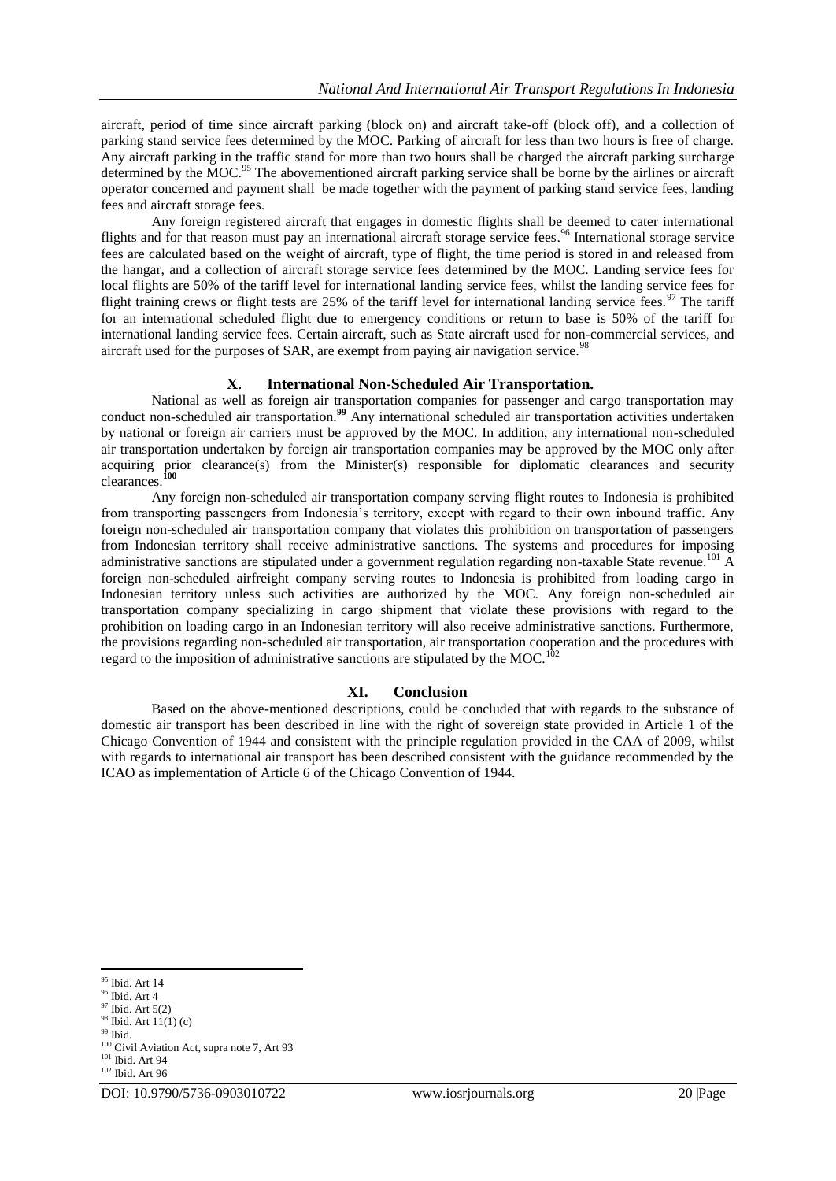aircraft, period of time since aircraft parking (block on) and aircraft take-off (block off), and a collection of parking stand service fees determined by the MOC. Parking of aircraft for less than two hours is free of charge. Any aircraft parking in the traffic stand for more than two hours shall be charged the aircraft parking surcharge determined by the MOC.[95] The abovementioned aircraft parking service shall be borne by the airlines or aircraft operator concerned and payment shall be made together with the payment of parking stand service fees, landing fees and aircraft storage fees.

Any foreign registered aircraft that engages in domestic flights shall be deemed to cater international flights and for that reason must pay an international aircraft storage service fees.[96] International storage service fees are calculated based on the weight of aircraft, type of flight, the time period is stored in and released from the hangar, and a collection of aircraft storage service fees determined by the MOC. Landing service fees for local flights are 50% of the tariff level for international landing service fees, whilst the landing service fees for flight training crews or flight tests are 25% of the tariff level for international landing service fees.[97] The tariff for an international scheduled flight due to emergency conditions or return to base is 50% of the tariff for international landing service fees. Certain aircraft, such as State aircraft used for non-commercial services, and aircraft used for the purposes of SAR, are exempt from paying air navigation service.[98]

## X. International Non-Scheduled Air Transportation.

National as well as foreign air transportation companies for passenger and cargo transportation may conduct non-scheduled air transportation.[99] Any international scheduled air transportation activities undertaken by national or foreign air carriers must be approved by the MOC. In addition, any international non-scheduled air transportation undertaken by foreign air transportation companies may be approved by the MOC only after acquiring prior clearance(s) from the Minister(s) responsible for diplomatic clearances and security clearances.[100]

Any foreign non-scheduled air transportation company serving flight routes to Indonesia is prohibited from transporting passengers from Indonesia's territory, except with regard to their own inbound traffic. Any foreign non-scheduled air transportation company that violates this prohibition on transportation of passengers from Indonesian territory shall receive administrative sanctions. The systems and procedures for imposing administrative sanctions are stipulated under a government regulation regarding non-taxable State revenue.[101] A foreign non-scheduled airfreight company serving routes to Indonesia is prohibited from loading cargo in Indonesian territory unless such activities are authorized by the MOC. Any foreign non-scheduled air transportation company specializing in cargo shipment that violate these provisions with regard to the prohibition on loading cargo in an Indonesian territory will also receive administrative sanctions. Furthermore, the provisions regarding non-scheduled air transportation, air transportation cooperation and the procedures with regard to the imposition of administrative sanctions are stipulated by the MOC.[102]

## XI. Conclusion

Based on the above-mentioned descriptions, could be concluded that with regards to the substance of domestic air transport has been described in line with the right of sovereign state provided in Article 1 of the Chicago Convention of 1944 and consistent with the principle regulation provided in the CAA of 2009, whilst with regards to international air transport has been described consistent with the guidance recommended by the ICAO as implementation of Article 6 of the Chicago Convention of 1944.

---

[95] Ibid. Art 14
[96] Ibid. Art 4
[97] Ibid. Art 5(2)
[98] Ibid. Art 11(1) (c)
[99] Ibid.
[100] Civil Aviation Act, supra note 7, Art 93
[101] Ibid. Art 94
[102] Ibid. Art 96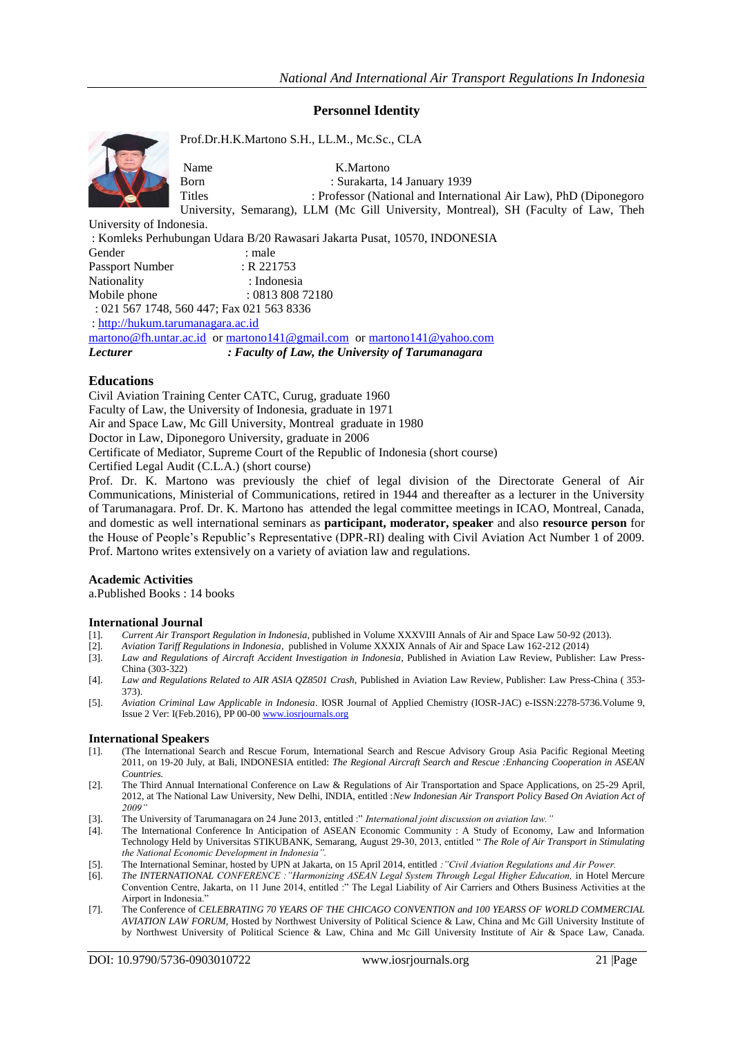## Personnel Identity

Prof.Dr.H.K.Martono S.H., LL.M., Mc.Sc., CLA

Name : K.Martono
Born : Surakarta, 14 January 1939
Titles : Professor (National and International Air Law), PhD (Diponegoro University, Semarang), LLM (Mc Gill University, Montreal), SH (Faculty of Law, Theh University of Indonesia.
: Komleks Perhubungan Udara B/20 Rawasari Jakarta Pusat, 10570, INDONESIA
Gender : male
Passport Number : R 221753
Nationality : Indonesia
Mobile phone : 0813 808 72180
: 021 567 1748, 560 447; Fax 021 563 8336
: http://hukum.tarumanagara.ac.id
martono@fh.untar.ac.id or martono141@gmail.com or martono141@yahoo.com
***Lecturer*** ***: Faculty of Law, the University of Tarumanagara***

## Educations

Civil Aviation Training Center CATC, Curug, graduate 1960
Faculty of Law, the University of Indonesia, graduate in 1971
Air and Space Law, Mc Gill University, Montreal graduate in 1980
Doctor in Law, Diponegoro University, graduate in 2006
Certificate of Mediator, Supreme Court of the Republic of Indonesia (short course)
Certified Legal Audit (C.L.A.) (short course)

Prof. Dr. K. Martono was previously the chief of legal division of the Directorate General of Air Communications, Ministerial of Communications, retired in 1944 and thereafter as a lecturer in the University of Tarumanagara. Prof. Dr. K. Martono has attended the legal committee meetings in ICAO, Montreal, Canada, and domestic as well international seminars as **participant, moderator, speaker** and also **resource person** for the House of People's Republic's Representative (DPR-RI) dealing with Civil Aviation Act Number 1 of 2009. Prof. Martono writes extensively on a variety of aviation law and regulations.

### Academic Activities

a.Published Books : 14 books

### International Journal

[1]. *Current Air Transport Regulation in Indonesia*, published in Volume XXXVIII Annals of Air and Space Law 50-92 (2013).
[2]. *Aviation Tariff Regulations in Indonesia*, published in Volume XXXIX Annals of Air and Space Law 162-212 (2014)
[3]. *Law and Regulations of Aircraft Accident Investigation in Indonesia*, Published in Aviation Law Review, Publisher: Law Press-China (303-322)
[4]. *Law and Regulations Related to AIR ASIA QZ8501 Crash*, Published in Aviation Law Review, Publisher: Law Press-China ( 353-373).
[5]. *Aviation Criminal Law Applicable in Indonesia*. IOSR Journal of Applied Chemistry (IOSR-JAC) e-ISSN:2278-5736.Volume 9, Issue 2 Ver: I(Feb.2016), PP 00-00 www.iosrjournals.org

### International Speakers

[1]. (The International Search and Rescue Forum, International Search and Rescue Advisory Group Asia Pacific Regional Meeting 2011, on 19-20 July, at Bali, INDONESIA entitled: *The Regional Aircraft Search and Rescue :Enhancing Cooperation in ASEAN Countries.*
[2]. The Third Annual International Conference on Law & Regulations of Air Transportation and Space Applications, on 25-29 April, 2012, at The National Law University, New Delhi, INDIA, entitled :*New Indonesian Air Transport Policy Based On Aviation Act of 2009"*
[3]. The University of Tarumanagara on 24 June 2013, entitled :" *International joint discussion on aviation law."*
[4]. The International Conference In Anticipation of ASEAN Economic Community : A Study of Economy, Law and Information Technology Held by Universitas STIKUBANK, Semarang, August 29-30, 2013, entitled " *The Role of Air Transport in Stimulating the National Economic Development in Indonesia".*
[5]. The International Seminar, hosted by UPN at Jakarta, on 15 April 2014, entitled *:"Civil Aviation Regulations and Air Power.*
[6]. *The INTERNATIONAL CONFERENCE :"Harmonizing ASEAN Legal System Through Legal Higher Education,* in Hotel Mercure Convention Centre, Jakarta, on 11 June 2014, entitled :" The Legal Liability of Air Carriers and Others Business Activities at the Airport in Indonesia."
[7]. The Conference of *CELEBRATING 70 YEARS OF THE CHICAGO CONVENTION and 100 YEARSS OF WORLD COMMERCIAL AVIATION LAW FORUM,* Hosted by Northwest University of Political Science & Law, China and Mc Gill University Institute of by Northwest University of Political Science & Law, China and Mc Gill University Institute of Air & Space Law, Canada.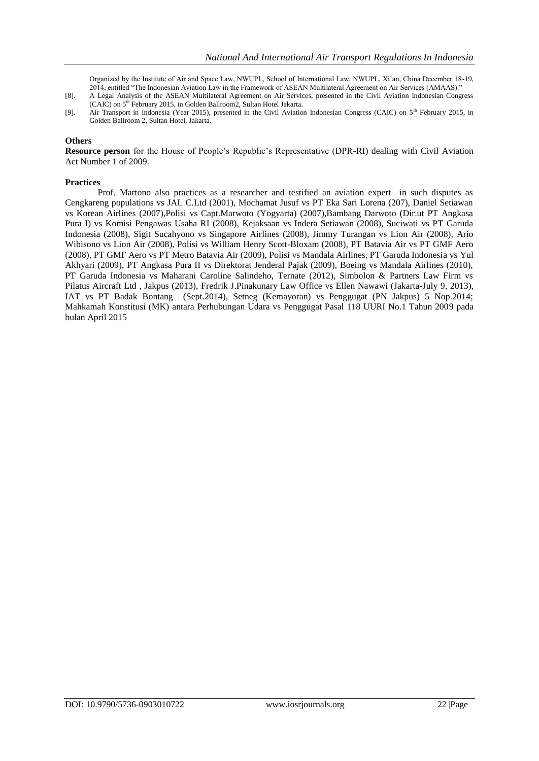Organized by the Institute of Air and Space Law, NWUPL, School of International Law, NWUPL, Xi'an, China December 18-19, 2014, entitled "The Indonesian Aviation Law in the Framework of ASEAN Multilateral Agreement on Air Services (AMAAS)."

[8]. A Legal Analysis of the ASEAN Multilateral Agreement on Air Services, presented in the Civil Aviation Indonesian Congress (CAIC) on 5th February 2015, in Golden Ballroom2, Sultan Hotel Jakarta.

[9]. Air Transport in Indonesia (Year 2015), presented in the Civil Aviation Indonesian Congress (CAIC) on 5th February 2015, in Golden Ballroom 2, Sultan Hotel, Jakarta.

**Others**

**Resource person** for the House of People's Republic's Representative (DPR-RI) dealing with Civil Aviation Act Number 1 of 2009.

**Practices**

Prof. Martono also practices as a researcher and testified an aviation expert in such disputes as Cengkareng populations vs JAL C.Ltd (2001), Mochamat Jusuf vs PT Eka Sari Lorena (207), Daniel Setiawan vs Korean Airlines (2007),Polisi vs Capt.Marwoto (Yogyarta) (2007),Bambang Darwoto (Dir.ut PT Angkasa Pura I) vs Komisi Pengawas Usaha RI (2008), Kejaksaan vs Indera Setiawan (2008), Suciwati vs PT Garuda Indonesia (2008), Sigit Sucahyono vs Singapore Airlines (2008), Jimmy Turangan vs Lion Air (2008), Ario Wibisono vs Lion Air (2008), Polisi vs William Henry Scott-Bloxam (2008), PT Batavia Air vs PT GMF Aero (2008), PT GMF Aero vs PT Metro Batavia Air (2009), Polisi vs Mandala Airlines, PT Garuda Indonesia vs Yul Akhyari (2009), PT Angkasa Pura II vs Direktorat Jenderal Pajak (2009), Boeing vs Mandala Airlines (2010), PT Garuda Indonesia vs Maharani Caroline Salindeho, Ternate (2012), Simbolon & Partners Law Firm vs Pilatus Aircraft Ltd , Jakpus (2013), Fredrik J.Pinakunary Law Office vs Ellen Nawawi (Jakarta-July 9, 2013), IAT vs PT Badak Bontang (Sept.2014), Setneg (Kemayoran) vs Penggugat (PN Jakpus) 5 Nop.2014; Mahkamah Konstitusi (MK) antara Perhubungan Udara vs Penggugat Pasal 118 UURI No.1 Tahun 2009 pada bulan April 2015